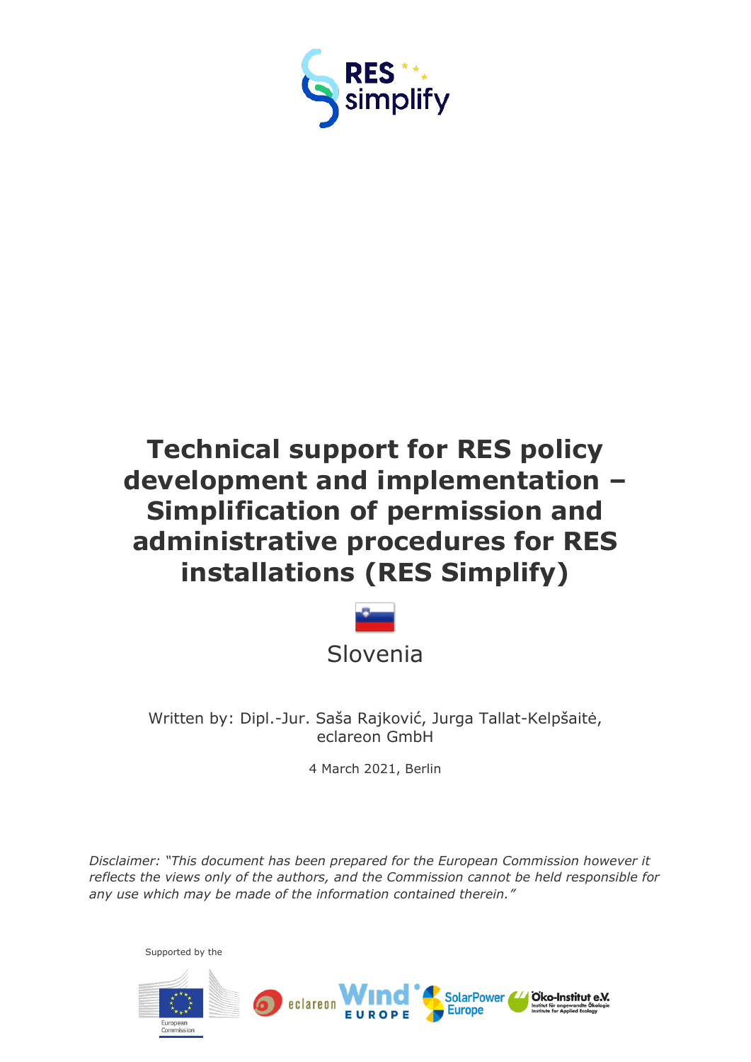RES simplify

# Technical support for RES policy development and implementation – Simplification of permission and administrative procedures for RES installations (RES Simplify)

Slovenia

Written by: Dipl.-Jur. Saša Rajković, Jurga Tallat-Kelpšaitė, eclareon GmbH

4 March 2021, Berlin

*Disclaimer: "This document has been prepared for the European Commission however it reflects the views only of the authors, and the Commission cannot be held responsible for any use which may be made of the information contained therein."*

Supported by the

European Commission

eclareon

Wind Europe

SolarPower Europe

Öko-Institut e.V.
Institut für angewandte Ökologie
Institute for Applied Ecology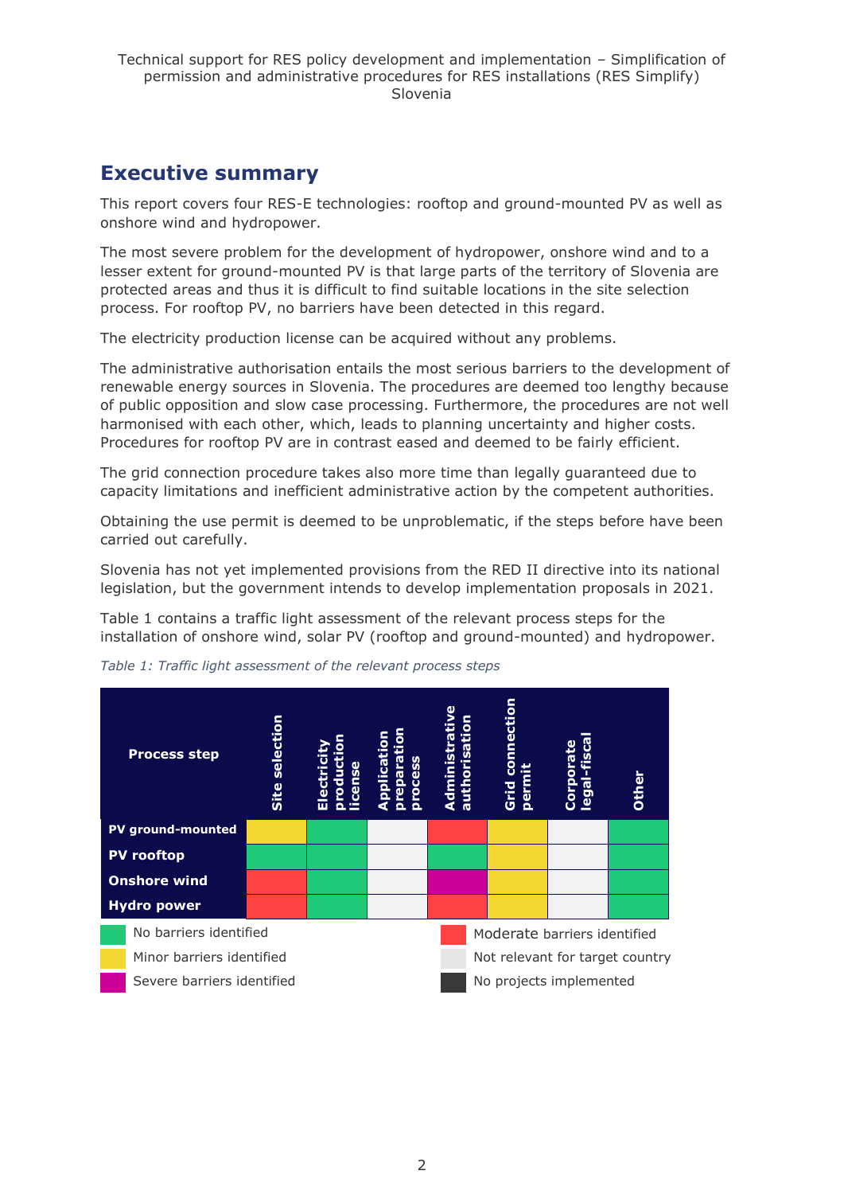## Executive summary

This report covers four RES-E technologies: rooftop and ground-mounted PV as well as onshore wind and hydropower.

The most severe problem for the development of hydropower, onshore wind and to a lesser extent for ground-mounted PV is that large parts of the territory of Slovenia are protected areas and thus it is difficult to find suitable locations in the site selection process. For rooftop PV, no barriers have been detected in this regard.

The electricity production license can be acquired without any problems.

The administrative authorisation entails the most serious barriers to the development of renewable energy sources in Slovenia. The procedures are deemed too lengthy because of public opposition and slow case processing. Furthermore, the procedures are not well harmonised with each other, which, leads to planning uncertainty and higher costs. Procedures for rooftop PV are in contrast eased and deemed to be fairly efficient.

The grid connection procedure takes also more time than legally guaranteed due to capacity limitations and inefficient administrative action by the competent authorities.

Obtaining the use permit is deemed to be unproblematic, if the steps before have been carried out carefully.

Slovenia has not yet implemented provisions from the RED II directive into its national legislation, but the government intends to develop implementation proposals in 2021.

Table 1 contains a traffic light assessment of the relevant process steps for the installation of onshore wind, solar PV (rooftop and ground-mounted) and hydropower.

*Table 1: Traffic light assessment of the relevant process steps*

| Process step | Site selection | Electricity production license | Application preparation process | Administrative authorisation | Grid connection permit | Corporate legal-fiscal | Other |
|---|---|---|---|---|---|---|---|
| PV ground-mounted | Minor barriers identified | No barriers identified | Not relevant for target country | Moderate barriers identified | Minor barriers identified | Not relevant for target country | No barriers identified |
| PV rooftop | No barriers identified | No barriers identified | Not relevant for target country | No barriers identified | Minor barriers identified | Not relevant for target country | No barriers identified |
| Onshore wind | Moderate barriers identified | No barriers identified | Not relevant for target country | Severe barriers identified | Minor barriers identified | Not relevant for target country | No barriers identified |
| Hydro power | Moderate barriers identified | No barriers identified | Not relevant for target country | Moderate barriers identified | Minor barriers identified | Not relevant for target country | No barriers identified |

Legend: No barriers identified (green); Minor barriers identified (yellow); Severe barriers identified (magenta); Moderate barriers identified (red); Not relevant for target country (light grey); No projects implemented (dark grey)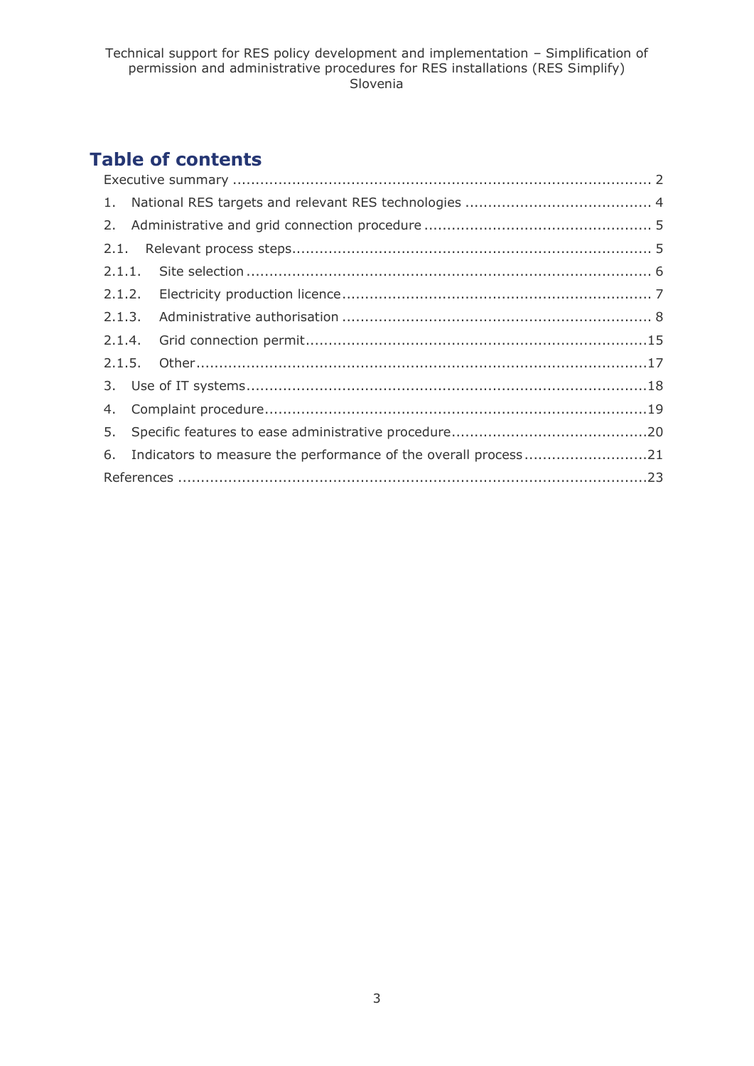# Table of contents

Executive summary ........................................................................................... 2

1. National RES targets and relevant RES technologies ......................................... 4

2. Administrative and grid connection procedure .................................................. 5

2.1. Relevant process steps............................................................................... 5

2.1.1. Site selection ......................................................................................... 6

2.1.2. Electricity production licence .................................................................... 7

2.1.3. Administrative authorisation ..................................................................... 8

2.1.4. Grid connection permit...........................................................................15

2.1.5. Other....................................................................................................17

3. Use of IT systems.........................................................................................18

4. Complaint procedure.....................................................................................19

5. Specific features to ease administrative procedure...........................................20

6. Indicators to measure the performance of the overall process ...........................21

References ......................................................................................................23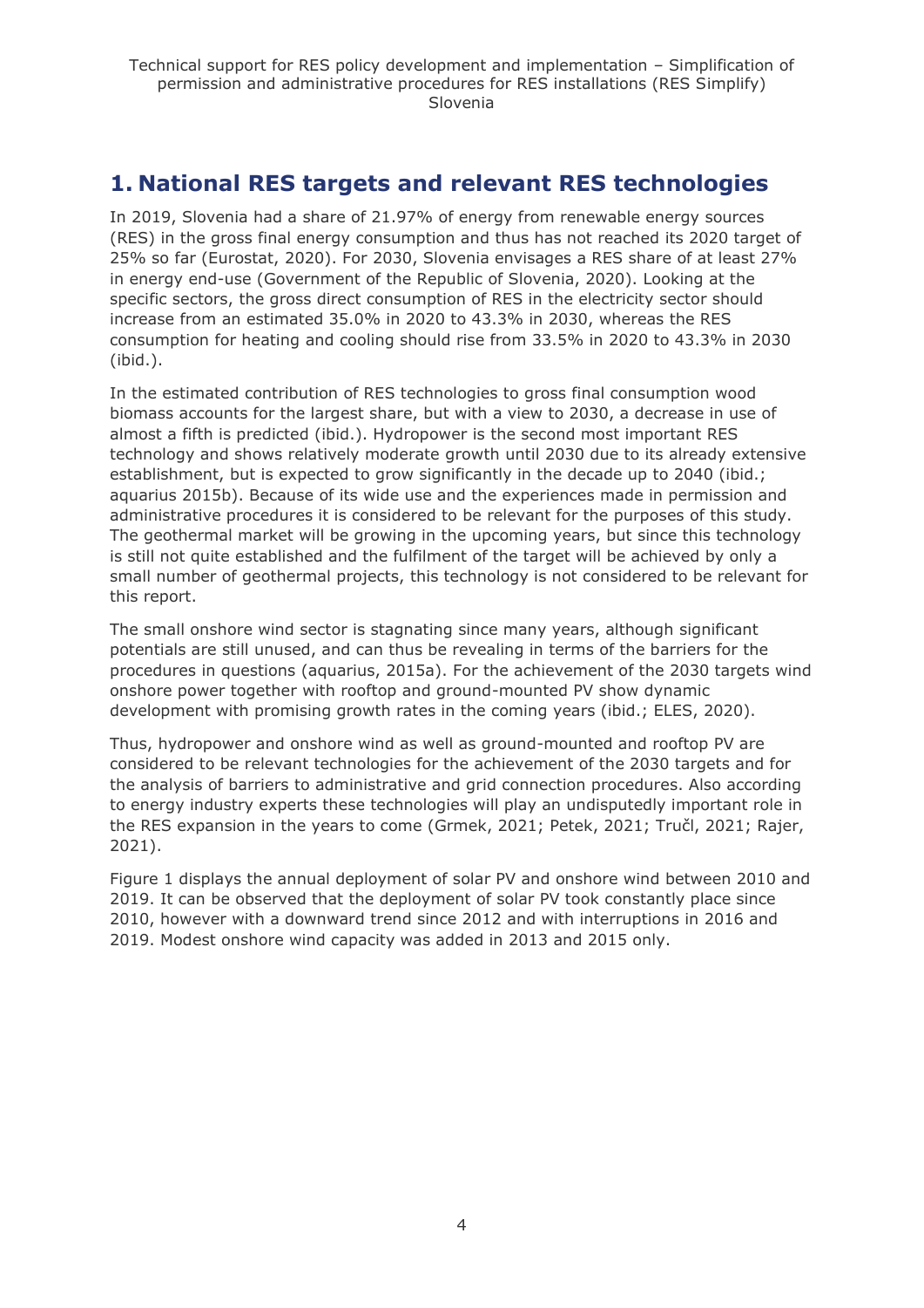# 1. National RES targets and relevant RES technologies

In 2019, Slovenia had a share of 21.97% of energy from renewable energy sources (RES) in the gross final energy consumption and thus has not reached its 2020 target of 25% so far (Eurostat, 2020). For 2030, Slovenia envisages a RES share of at least 27% in energy end-use (Government of the Republic of Slovenia, 2020). Looking at the specific sectors, the gross direct consumption of RES in the electricity sector should increase from an estimated 35.0% in 2020 to 43.3% in 2030, whereas the RES consumption for heating and cooling should rise from 33.5% in 2020 to 43.3% in 2030 (ibid.).

In the estimated contribution of RES technologies to gross final consumption wood biomass accounts for the largest share, but with a view to 2030, a decrease in use of almost a fifth is predicted (ibid.). Hydropower is the second most important RES technology and shows relatively moderate growth until 2030 due to its already extensive establishment, but is expected to grow significantly in the decade up to 2040 (ibid.; aquarius 2015b). Because of its wide use and the experiences made in permission and administrative procedures it is considered to be relevant for the purposes of this study. The geothermal market will be growing in the upcoming years, but since this technology is still not quite established and the fulfilment of the target will be achieved by only a small number of geothermal projects, this technology is not considered to be relevant for this report.

The small onshore wind sector is stagnating since many years, although significant potentials are still unused, and can thus be revealing in terms of the barriers for the procedures in questions (aquarius, 2015a). For the achievement of the 2030 targets wind onshore power together with rooftop and ground-mounted PV show dynamic development with promising growth rates in the coming years (ibid.; ELES, 2020).

Thus, hydropower and onshore wind as well as ground-mounted and rooftop PV are considered to be relevant technologies for the achievement of the 2030 targets and for the analysis of barriers to administrative and grid connection procedures. Also according to energy industry experts these technologies will play an undisputedly important role in the RES expansion in the years to come (Grmek, 2021; Petek, 2021; Tručl, 2021; Rajer, 2021).

Figure 1 displays the annual deployment of solar PV and onshore wind between 2010 and 2019. It can be observed that the deployment of solar PV took constantly place since 2010, however with a downward trend since 2012 and with interruptions in 2016 and 2019. Modest onshore wind capacity was added in 2013 and 2015 only.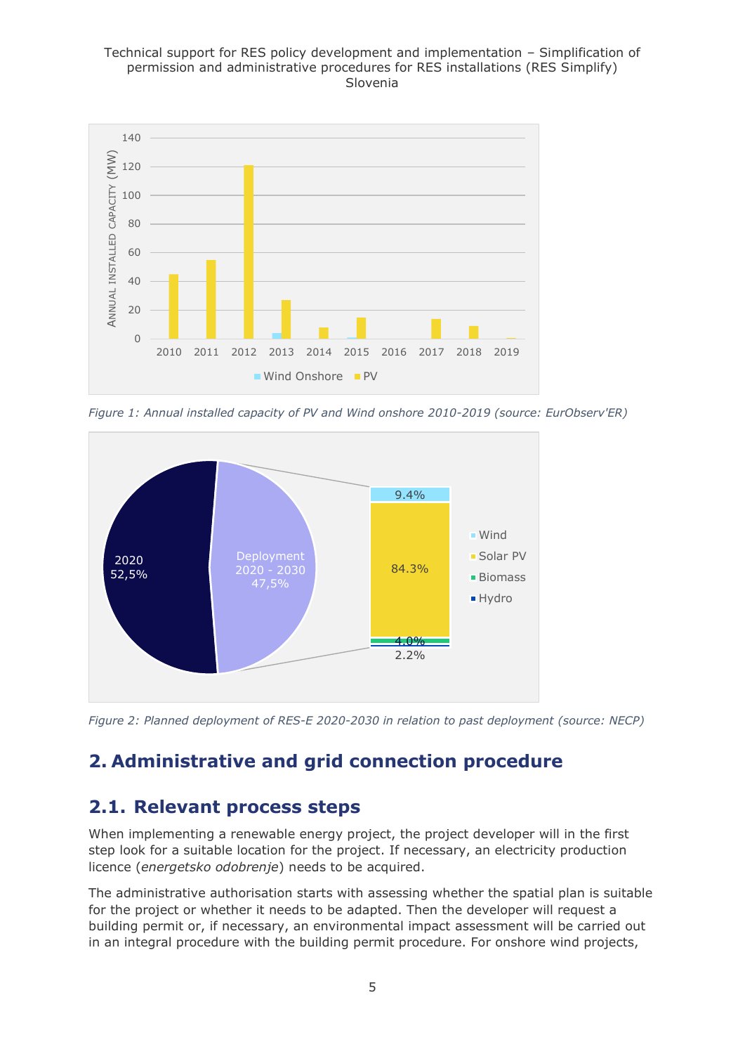Figure 1: Annual installed capacity of PV and Wind onshore 2010-2019 (source: EurObserv'ER)

Figure 2: Planned deployment of RES-E 2020-2030 in relation to past deployment (source: NECP)

## 2. Administrative and grid connection procedure

### 2.1. Relevant process steps

When implementing a renewable energy project, the project developer will in the first step look for a suitable location for the project. If necessary, an electricity production licence (*energetsko odobrenje*) needs to be acquired.

The administrative authorisation starts with assessing whether the spatial plan is suitable for the project or whether it needs to be adapted. Then the developer will request a building permit or, if necessary, an environmental impact assessment will be carried out in an integral procedure with the building permit procedure. For onshore wind projects,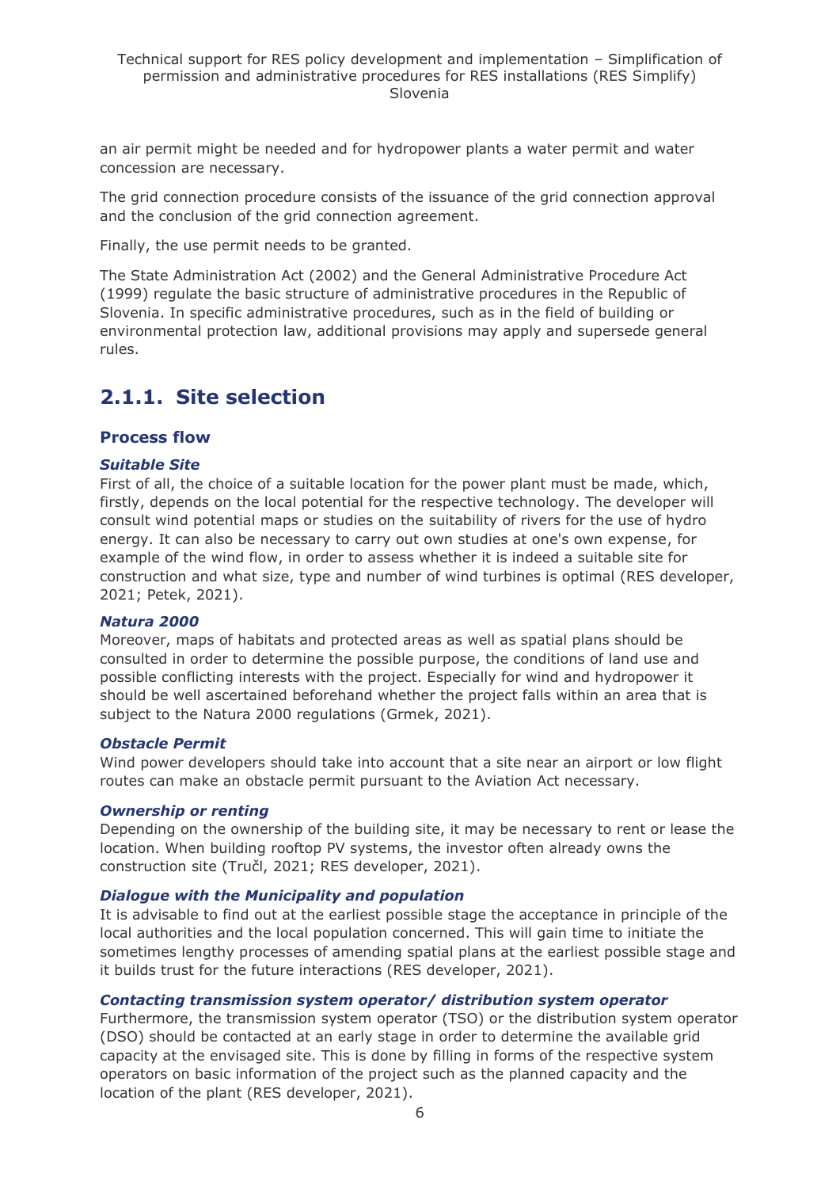an air permit might be needed and for hydropower plants a water permit and water concession are necessary.

The grid connection procedure consists of the issuance of the grid connection approval and the conclusion of the grid connection agreement.

Finally, the use permit needs to be granted.

The State Administration Act (2002) and the General Administrative Procedure Act (1999) regulate the basic structure of administrative procedures in the Republic of Slovenia. In specific administrative procedures, such as in the field of building or environmental protection law, additional provisions may apply and supersede general rules.

## 2.1.1. Site selection

### Process flow

#### *Suitable Site*

First of all, the choice of a suitable location for the power plant must be made, which, firstly, depends on the local potential for the respective technology. The developer will consult wind potential maps or studies on the suitability of rivers for the use of hydro energy. It can also be necessary to carry out own studies at one's own expense, for example of the wind flow, in order to assess whether it is indeed a suitable site for construction and what size, type and number of wind turbines is optimal (RES developer, 2021; Petek, 2021).

#### *Natura 2000*

Moreover, maps of habitats and protected areas as well as spatial plans should be consulted in order to determine the possible purpose, the conditions of land use and possible conflicting interests with the project. Especially for wind and hydropower it should be well ascertained beforehand whether the project falls within an area that is subject to the Natura 2000 regulations (Grmek, 2021).

#### *Obstacle Permit*

Wind power developers should take into account that a site near an airport or low flight routes can make an obstacle permit pursuant to the Aviation Act necessary.

#### *Ownership or renting*

Depending on the ownership of the building site, it may be necessary to rent or lease the location. When building rooftop PV systems, the investor often already owns the construction site (Tručl, 2021; RES developer, 2021).

#### *Dialogue with the Municipality and population*

It is advisable to find out at the earliest possible stage the acceptance in principle of the local authorities and the local population concerned. This will gain time to initiate the sometimes lengthy processes of amending spatial plans at the earliest possible stage and it builds trust for the future interactions (RES developer, 2021).

#### *Contacting transmission system operator/ distribution system operator*

Furthermore, the transmission system operator (TSO) or the distribution system operator (DSO) should be contacted at an early stage in order to determine the available grid capacity at the envisaged site. This is done by filling in forms of the respective system operators on basic information of the project such as the planned capacity and the location of the plant (RES developer, 2021).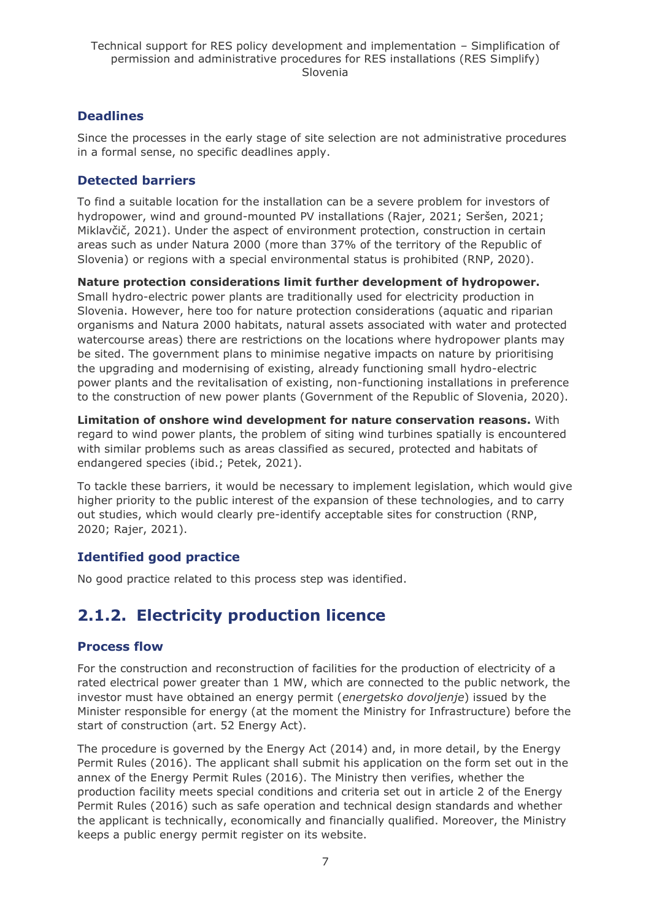### Deadlines

Since the processes in the early stage of site selection are not administrative procedures in a formal sense, no specific deadlines apply.

### Detected barriers

To find a suitable location for the installation can be a severe problem for investors of hydropower, wind and ground-mounted PV installations (Rajer, 2021; Seršen, 2021; Miklavčič, 2021). Under the aspect of environment protection, construction in certain areas such as under Natura 2000 (more than 37% of the territory of the Republic of Slovenia) or regions with a special environmental status is prohibited (RNP, 2020).

**Nature protection considerations limit further development of hydropower.** Small hydro-electric power plants are traditionally used for electricity production in Slovenia. However, here too for nature protection considerations (aquatic and riparian organisms and Natura 2000 habitats, natural assets associated with water and protected watercourse areas) there are restrictions on the locations where hydropower plants may be sited. The government plans to minimise negative impacts on nature by prioritising the upgrading and modernising of existing, already functioning small hydro-electric power plants and the revitalisation of existing, non-functioning installations in preference to the construction of new power plants (Government of the Republic of Slovenia, 2020).

**Limitation of onshore wind development for nature conservation reasons.** With regard to wind power plants, the problem of siting wind turbines spatially is encountered with similar problems such as areas classified as secured, protected and habitats of endangered species (ibid.; Petek, 2021).

To tackle these barriers, it would be necessary to implement legislation, which would give higher priority to the public interest of the expansion of these technologies, and to carry out studies, which would clearly pre-identify acceptable sites for construction (RNP, 2020; Rajer, 2021).

### Identified good practice

No good practice related to this process step was identified.

## 2.1.2. Electricity production licence

### Process flow

For the construction and reconstruction of facilities for the production of electricity of a rated electrical power greater than 1 MW, which are connected to the public network, the investor must have obtained an energy permit (*energetsko dovoljenje*) issued by the Minister responsible for energy (at the moment the Ministry for Infrastructure) before the start of construction (art. 52 Energy Act).

The procedure is governed by the Energy Act (2014) and, in more detail, by the Energy Permit Rules (2016). The applicant shall submit his application on the form set out in the annex of the Energy Permit Rules (2016). The Ministry then verifies, whether the production facility meets special conditions and criteria set out in article 2 of the Energy Permit Rules (2016) such as safe operation and technical design standards and whether the applicant is technically, economically and financially qualified. Moreover, the Ministry keeps a public energy permit register on its website.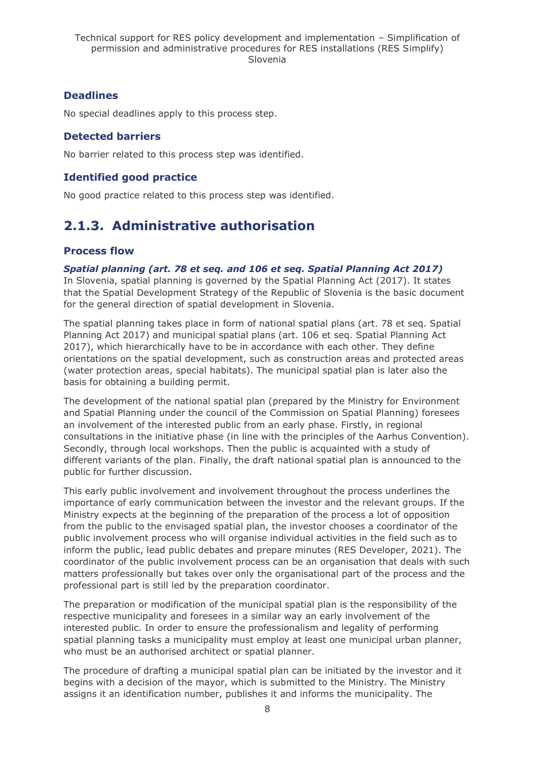### Deadlines

No special deadlines apply to this process step.

### Detected barriers

No barrier related to this process step was identified.

### Identified good practice

No good practice related to this process step was identified.

## 2.1.3. Administrative authorisation

### Process flow

***Spatial planning (art. 78 et seq. and 106 et seq. Spatial Planning Act 2017)***

In Slovenia, spatial planning is governed by the Spatial Planning Act (2017). It states that the Spatial Development Strategy of the Republic of Slovenia is the basic document for the general direction of spatial development in Slovenia.

The spatial planning takes place in form of national spatial plans (art. 78 et seq. Spatial Planning Act 2017) and municipal spatial plans (art. 106 et seq. Spatial Planning Act 2017), which hierarchically have to be in accordance with each other. They define orientations on the spatial development, such as construction areas and protected areas (water protection areas, special habitats). The municipal spatial plan is later also the basis for obtaining a building permit.

The development of the national spatial plan (prepared by the Ministry for Environment and Spatial Planning under the council of the Commission on Spatial Planning) foresees an involvement of the interested public from an early phase. Firstly, in regional consultations in the initiative phase (in line with the principles of the Aarhus Convention). Secondly, through local workshops. Then the public is acquainted with a study of different variants of the plan. Finally, the draft national spatial plan is announced to the public for further discussion.

This early public involvement and involvement throughout the process underlines the importance of early communication between the investor and the relevant groups. If the Ministry expects at the beginning of the preparation of the process a lot of opposition from the public to the envisaged spatial plan, the investor chooses a coordinator of the public involvement process who will organise individual activities in the field such as to inform the public, lead public debates and prepare minutes (RES Developer, 2021). The coordinator of the public involvement process can be an organisation that deals with such matters professionally but takes over only the organisational part of the process and the professional part is still led by the preparation coordinator.

The preparation or modification of the municipal spatial plan is the responsibility of the respective municipality and foresees in a similar way an early involvement of the interested public. In order to ensure the professionalism and legality of performing spatial planning tasks a municipality must employ at least one municipal urban planner, who must be an authorised architect or spatial planner.

The procedure of drafting a municipal spatial plan can be initiated by the investor and it begins with a decision of the mayor, which is submitted to the Ministry. The Ministry assigns it an identification number, publishes it and informs the municipality. The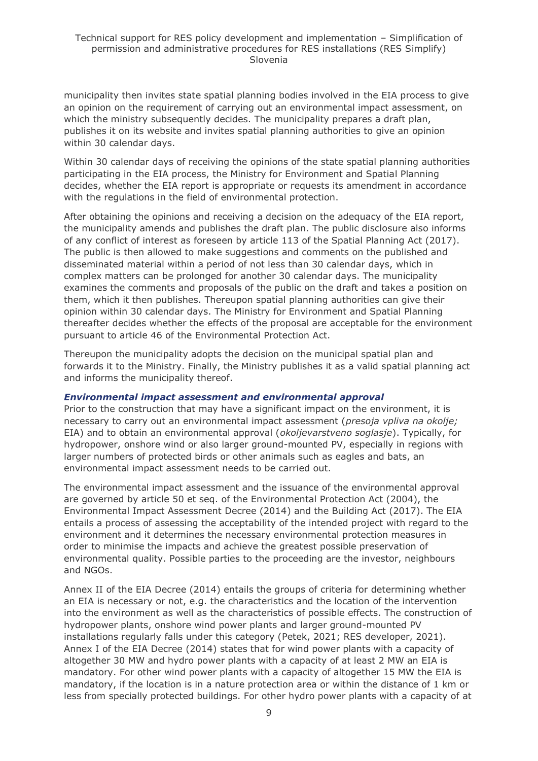municipality then invites state spatial planning bodies involved in the EIA process to give an opinion on the requirement of carrying out an environmental impact assessment, on which the ministry subsequently decides. The municipality prepares a draft plan, publishes it on its website and invites spatial planning authorities to give an opinion within 30 calendar days.

Within 30 calendar days of receiving the opinions of the state spatial planning authorities participating in the EIA process, the Ministry for Environment and Spatial Planning decides, whether the EIA report is appropriate or requests its amendment in accordance with the regulations in the field of environmental protection.

After obtaining the opinions and receiving a decision on the adequacy of the EIA report, the municipality amends and publishes the draft plan. The public disclosure also informs of any conflict of interest as foreseen by article 113 of the Spatial Planning Act (2017). The public is then allowed to make suggestions and comments on the published and disseminated material within a period of not less than 30 calendar days, which in complex matters can be prolonged for another 30 calendar days. The municipality examines the comments and proposals of the public on the draft and takes a position on them, which it then publishes. Thereupon spatial planning authorities can give their opinion within 30 calendar days. The Ministry for Environment and Spatial Planning thereafter decides whether the effects of the proposal are acceptable for the environment pursuant to article 46 of the Environmental Protection Act.

Thereupon the municipality adopts the decision on the municipal spatial plan and forwards it to the Ministry. Finally, the Ministry publishes it as a valid spatial planning act and informs the municipality thereof.

### *Environmental impact assessment and environmental approval*

Prior to the construction that may have a significant impact on the environment, it is necessary to carry out an environmental impact assessment (*presoja vpliva na okolje;* EIA) and to obtain an environmental approval (*okoljevarstveno soglasje*). Typically, for hydropower, onshore wind or also larger ground-mounted PV, especially in regions with larger numbers of protected birds or other animals such as eagles and bats, an environmental impact assessment needs to be carried out.

The environmental impact assessment and the issuance of the environmental approval are governed by article 50 et seq. of the Environmental Protection Act (2004), the Environmental Impact Assessment Decree (2014) and the Building Act (2017). The EIA entails a process of assessing the acceptability of the intended project with regard to the environment and it determines the necessary environmental protection measures in order to minimise the impacts and achieve the greatest possible preservation of environmental quality. Possible parties to the proceeding are the investor, neighbours and NGOs.

Annex II of the EIA Decree (2014) entails the groups of criteria for determining whether an EIA is necessary or not, e.g. the characteristics and the location of the intervention into the environment as well as the characteristics of possible effects. The construction of hydropower plants, onshore wind power plants and larger ground-mounted PV installations regularly falls under this category (Petek, 2021; RES developer, 2021). Annex I of the EIA Decree (2014) states that for wind power plants with a capacity of altogether 30 MW and hydro power plants with a capacity of at least 2 MW an EIA is mandatory. For other wind power plants with a capacity of altogether 15 MW the EIA is mandatory, if the location is in a nature protection area or within the distance of 1 km or less from specially protected buildings. For other hydro power plants with a capacity of at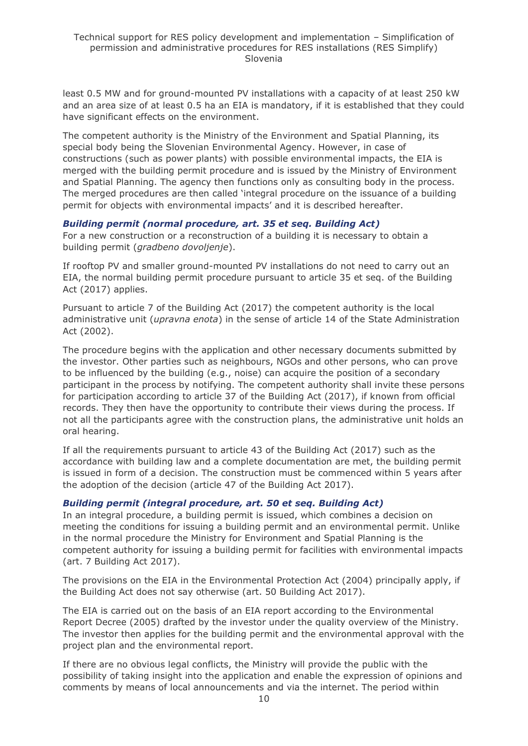least 0.5 MW and for ground-mounted PV installations with a capacity of at least 250 kW and an area size of at least 0.5 ha an EIA is mandatory, if it is established that they could have significant effects on the environment.

The competent authority is the Ministry of the Environment and Spatial Planning, its special body being the Slovenian Environmental Agency. However, in case of constructions (such as power plants) with possible environmental impacts, the EIA is merged with the building permit procedure and is issued by the Ministry of Environment and Spatial Planning. The agency then functions only as consulting body in the process. The merged procedures are then called 'integral procedure on the issuance of a building permit for objects with environmental impacts' and it is described hereafter.

### *Building permit (normal procedure, art. 35 et seq. Building Act)*

For a new construction or a reconstruction of a building it is necessary to obtain a building permit (*gradbeno dovoljenje*).

If rooftop PV and smaller ground-mounted PV installations do not need to carry out an EIA, the normal building permit procedure pursuant to article 35 et seq. of the Building Act (2017) applies.

Pursuant to article 7 of the Building Act (2017) the competent authority is the local administrative unit (*upravna enota*) in the sense of article 14 of the State Administration Act (2002).

The procedure begins with the application and other necessary documents submitted by the investor. Other parties such as neighbours, NGOs and other persons, who can prove to be influenced by the building (e.g., noise) can acquire the position of a secondary participant in the process by notifying. The competent authority shall invite these persons for participation according to article 37 of the Building Act (2017), if known from official records. They then have the opportunity to contribute their views during the process. If not all the participants agree with the construction plans, the administrative unit holds an oral hearing.

If all the requirements pursuant to article 43 of the Building Act (2017) such as the accordance with building law and a complete documentation are met, the building permit is issued in form of a decision. The construction must be commenced within 5 years after the adoption of the decision (article 47 of the Building Act 2017).

### *Building permit (integral procedure, art. 50 et seq. Building Act)*

In an integral procedure, a building permit is issued, which combines a decision on meeting the conditions for issuing a building permit and an environmental permit. Unlike in the normal procedure the Ministry for Environment and Spatial Planning is the competent authority for issuing a building permit for facilities with environmental impacts (art. 7 Building Act 2017).

The provisions on the EIA in the Environmental Protection Act (2004) principally apply, if the Building Act does not say otherwise (art. 50 Building Act 2017).

The EIA is carried out on the basis of an EIA report according to the Environmental Report Decree (2005) drafted by the investor under the quality overview of the Ministry. The investor then applies for the building permit and the environmental approval with the project plan and the environmental report.

If there are no obvious legal conflicts, the Ministry will provide the public with the possibility of taking insight into the application and enable the expression of opinions and comments by means of local announcements and via the internet. The period within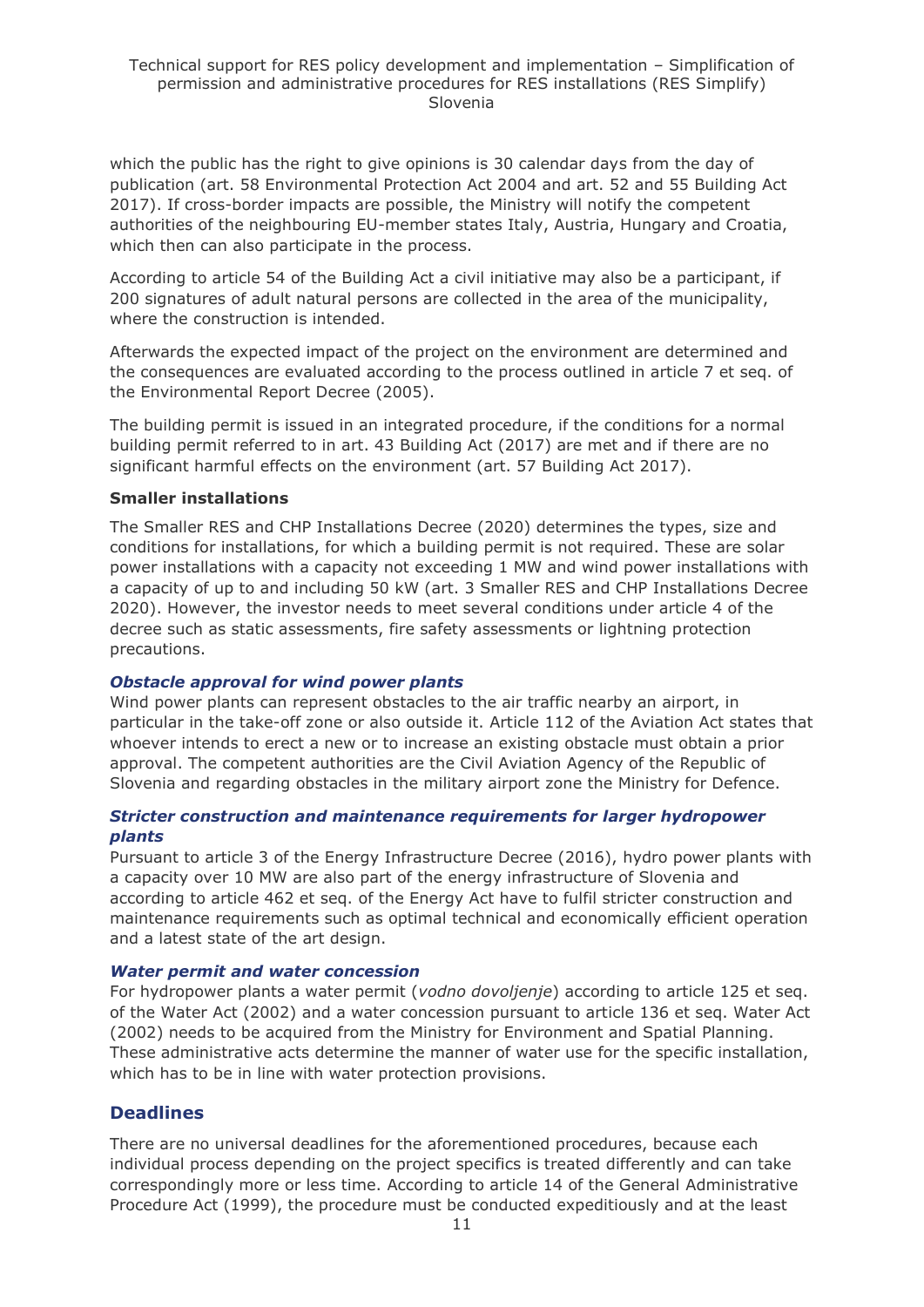which the public has the right to give opinions is 30 calendar days from the day of publication (art. 58 Environmental Protection Act 2004 and art. 52 and 55 Building Act 2017). If cross-border impacts are possible, the Ministry will notify the competent authorities of the neighbouring EU-member states Italy, Austria, Hungary and Croatia, which then can also participate in the process.

According to article 54 of the Building Act a civil initiative may also be a participant, if 200 signatures of adult natural persons are collected in the area of the municipality, where the construction is intended.

Afterwards the expected impact of the project on the environment are determined and the consequences are evaluated according to the process outlined in article 7 et seq. of the Environmental Report Decree (2005).

The building permit is issued in an integrated procedure, if the conditions for a normal building permit referred to in art. 43 Building Act (2017) are met and if there are no significant harmful effects on the environment (art. 57 Building Act 2017).

**Smaller installations**

The Smaller RES and CHP Installations Decree (2020) determines the types, size and conditions for installations, for which a building permit is not required. These are solar power installations with a capacity not exceeding 1 MW and wind power installations with a capacity of up to and including 50 kW (art. 3 Smaller RES and CHP Installations Decree 2020). However, the investor needs to meet several conditions under article 4 of the decree such as static assessments, fire safety assessments or lightning protection precautions.

***Obstacle approval for wind power plants***

Wind power plants can represent obstacles to the air traffic nearby an airport, in particular in the take-off zone or also outside it. Article 112 of the Aviation Act states that whoever intends to erect a new or to increase an existing obstacle must obtain a prior approval. The competent authorities are the Civil Aviation Agency of the Republic of Slovenia and regarding obstacles in the military airport zone the Ministry for Defence.

***Stricter construction and maintenance requirements for larger hydropower plants***

Pursuant to article 3 of the Energy Infrastructure Decree (2016), hydro power plants with a capacity over 10 MW are also part of the energy infrastructure of Slovenia and according to article 462 et seq. of the Energy Act have to fulfil stricter construction and maintenance requirements such as optimal technical and economically efficient operation and a latest state of the art design.

***Water permit and water concession***

For hydropower plants a water permit (*vodno dovoljenje*) according to article 125 et seq. of the Water Act (2002) and a water concession pursuant to article 136 et seq. Water Act (2002) needs to be acquired from the Ministry for Environment and Spatial Planning. These administrative acts determine the manner of water use for the specific installation, which has to be in line with water protection provisions.

## Deadlines

There are no universal deadlines for the aforementioned procedures, because each individual process depending on the project specifics is treated differently and can take correspondingly more or less time. According to article 14 of the General Administrative Procedure Act (1999), the procedure must be conducted expeditiously and at the least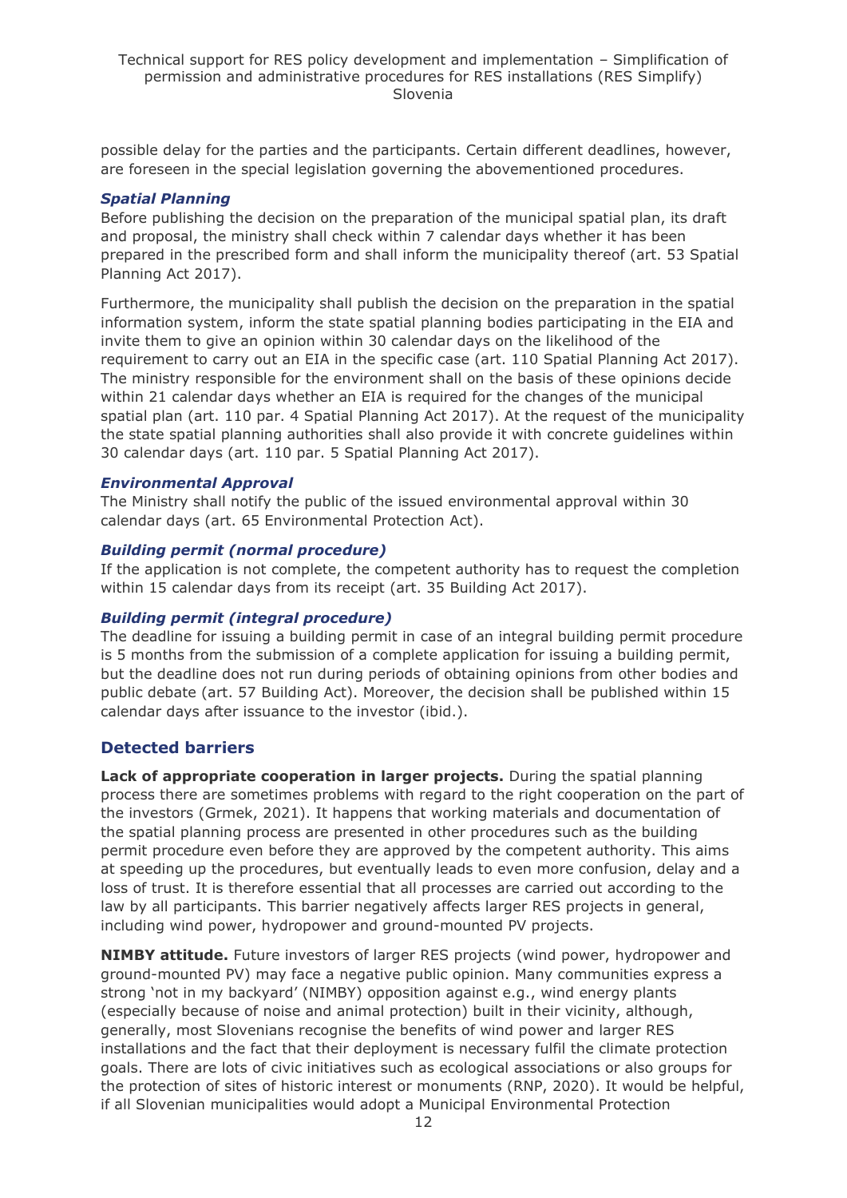possible delay for the parties and the participants. Certain different deadlines, however, are foreseen in the special legislation governing the abovementioned procedures.

### *Spatial Planning*

Before publishing the decision on the preparation of the municipal spatial plan, its draft and proposal, the ministry shall check within 7 calendar days whether it has been prepared in the prescribed form and shall inform the municipality thereof (art. 53 Spatial Planning Act 2017).

Furthermore, the municipality shall publish the decision on the preparation in the spatial information system, inform the state spatial planning bodies participating in the EIA and invite them to give an opinion within 30 calendar days on the likelihood of the requirement to carry out an EIA in the specific case (art. 110 Spatial Planning Act 2017). The ministry responsible for the environment shall on the basis of these opinions decide within 21 calendar days whether an EIA is required for the changes of the municipal spatial plan (art. 110 par. 4 Spatial Planning Act 2017). At the request of the municipality the state spatial planning authorities shall also provide it with concrete guidelines within 30 calendar days (art. 110 par. 5 Spatial Planning Act 2017).

### *Environmental Approval*

The Ministry shall notify the public of the issued environmental approval within 30 calendar days (art. 65 Environmental Protection Act).

### *Building permit (normal procedure)*

If the application is not complete, the competent authority has to request the completion within 15 calendar days from its receipt (art. 35 Building Act 2017).

### *Building permit (integral procedure)*

The deadline for issuing a building permit in case of an integral building permit procedure is 5 months from the submission of a complete application for issuing a building permit, but the deadline does not run during periods of obtaining opinions from other bodies and public debate (art. 57 Building Act). Moreover, the decision shall be published within 15 calendar days after issuance to the investor (ibid.).

## Detected barriers

**Lack of appropriate cooperation in larger projects.** During the spatial planning process there are sometimes problems with regard to the right cooperation on the part of the investors (Grmek, 2021). It happens that working materials and documentation of the spatial planning process are presented in other procedures such as the building permit procedure even before they are approved by the competent authority. This aims at speeding up the procedures, but eventually leads to even more confusion, delay and a loss of trust. It is therefore essential that all processes are carried out according to the law by all participants. This barrier negatively affects larger RES projects in general, including wind power, hydropower and ground-mounted PV projects.

**NIMBY attitude.** Future investors of larger RES projects (wind power, hydropower and ground-mounted PV) may face a negative public opinion. Many communities express a strong 'not in my backyard' (NIMBY) opposition against e.g., wind energy plants (especially because of noise and animal protection) built in their vicinity, although, generally, most Slovenians recognise the benefits of wind power and larger RES installations and the fact that their deployment is necessary fulfil the climate protection goals. There are lots of civic initiatives such as ecological associations or also groups for the protection of sites of historic interest or monuments (RNP, 2020). It would be helpful, if all Slovenian municipalities would adopt a Municipal Environmental Protection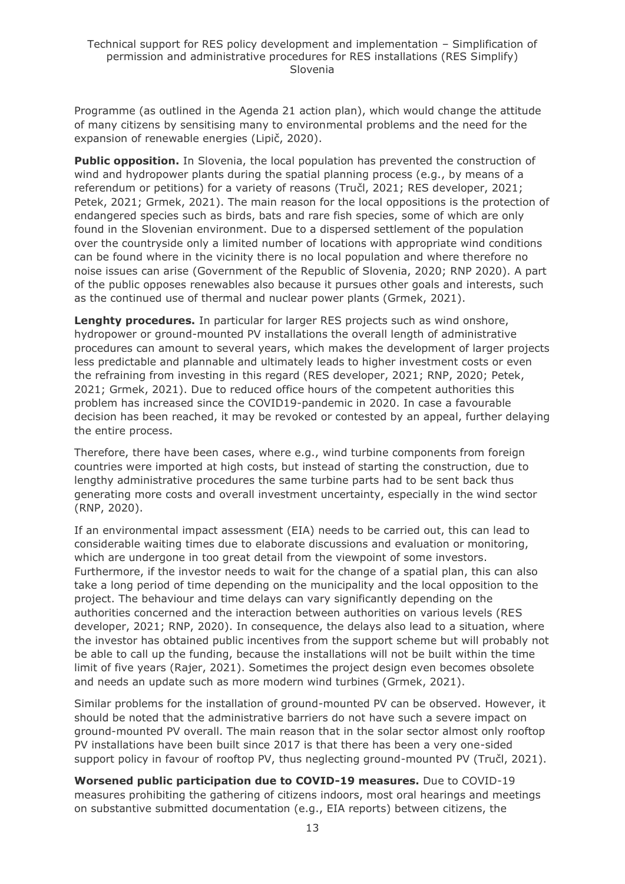Programme (as outlined in the Agenda 21 action plan), which would change the attitude of many citizens by sensitising many to environmental problems and the need for the expansion of renewable energies (Lipič, 2020).

**Public opposition.** In Slovenia, the local population has prevented the construction of wind and hydropower plants during the spatial planning process (e.g., by means of a referendum or petitions) for a variety of reasons (Tručl, 2021; RES developer, 2021; Petek, 2021; Grmek, 2021). The main reason for the local oppositions is the protection of endangered species such as birds, bats and rare fish species, some of which are only found in the Slovenian environment. Due to a dispersed settlement of the population over the countryside only a limited number of locations with appropriate wind conditions can be found where in the vicinity there is no local population and where therefore no noise issues can arise (Government of the Republic of Slovenia, 2020; RNP 2020). A part of the public opposes renewables also because it pursues other goals and interests, such as the continued use of thermal and nuclear power plants (Grmek, 2021).

**Lenghty procedures.** In particular for larger RES projects such as wind onshore, hydropower or ground-mounted PV installations the overall length of administrative procedures can amount to several years, which makes the development of larger projects less predictable and plannable and ultimately leads to higher investment costs or even the refraining from investing in this regard (RES developer, 2021; RNP, 2020; Petek, 2021; Grmek, 2021). Due to reduced office hours of the competent authorities this problem has increased since the COVID19-pandemic in 2020. In case a favourable decision has been reached, it may be revoked or contested by an appeal, further delaying the entire process.

Therefore, there have been cases, where e.g., wind turbine components from foreign countries were imported at high costs, but instead of starting the construction, due to lengthy administrative procedures the same turbine parts had to be sent back thus generating more costs and overall investment uncertainty, especially in the wind sector (RNP, 2020).

If an environmental impact assessment (EIA) needs to be carried out, this can lead to considerable waiting times due to elaborate discussions and evaluation or monitoring, which are undergone in too great detail from the viewpoint of some investors. Furthermore, if the investor needs to wait for the change of a spatial plan, this can also take a long period of time depending on the municipality and the local opposition to the project. The behaviour and time delays can vary significantly depending on the authorities concerned and the interaction between authorities on various levels (RES developer, 2021; RNP, 2020). In consequence, the delays also lead to a situation, where the investor has obtained public incentives from the support scheme but will probably not be able to call up the funding, because the installations will not be built within the time limit of five years (Rajer, 2021). Sometimes the project design even becomes obsolete and needs an update such as more modern wind turbines (Grmek, 2021).

Similar problems for the installation of ground-mounted PV can be observed. However, it should be noted that the administrative barriers do not have such a severe impact on ground-mounted PV overall. The main reason that in the solar sector almost only rooftop PV installations have been built since 2017 is that there has been a very one-sided support policy in favour of rooftop PV, thus neglecting ground-mounted PV (Tručl, 2021).

**Worsened public participation due to COVID-19 measures.** Due to COVID-19 measures prohibiting the gathering of citizens indoors, most oral hearings and meetings on substantive submitted documentation (e.g., EIA reports) between citizens, the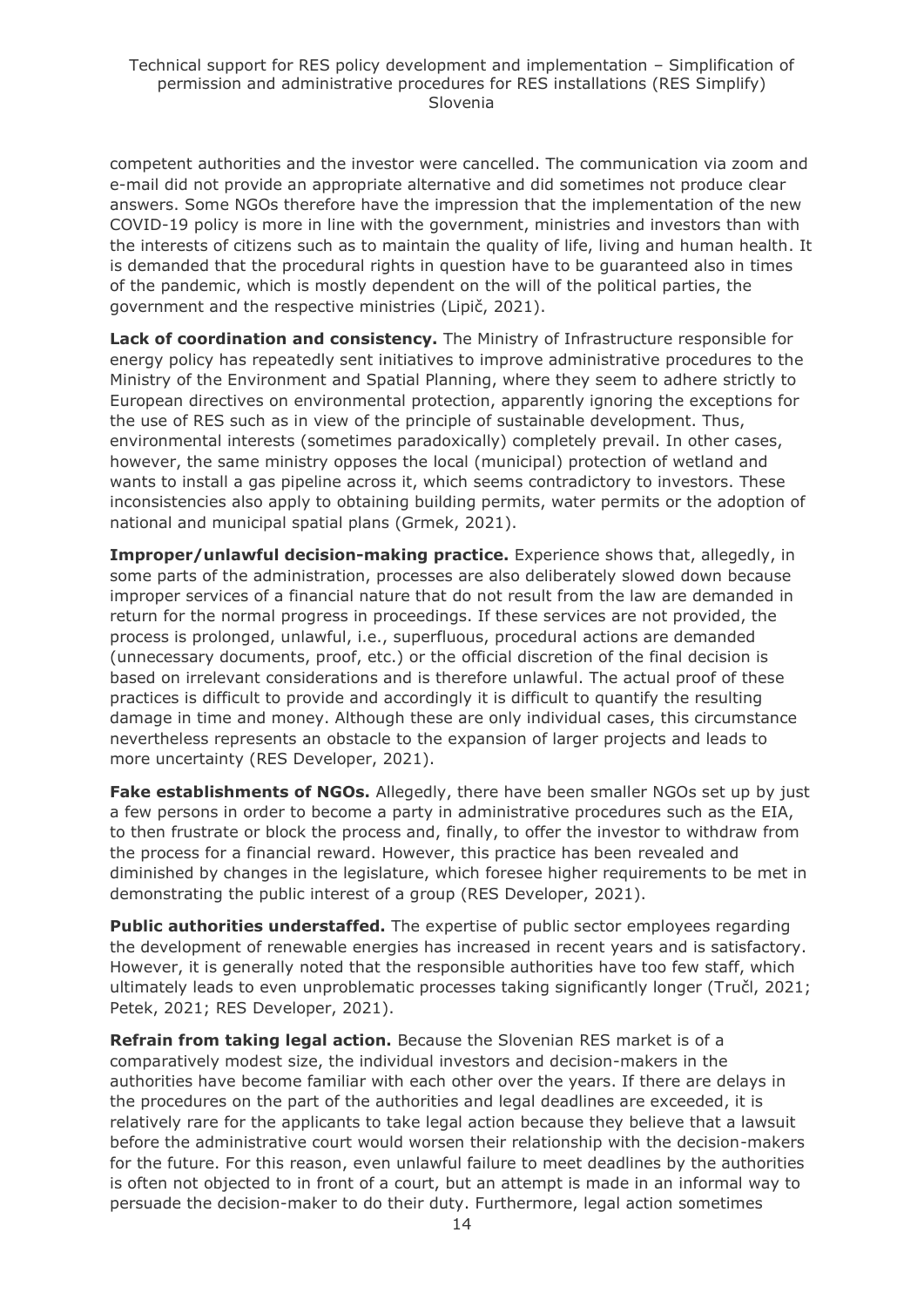competent authorities and the investor were cancelled. The communication via zoom and e-mail did not provide an appropriate alternative and did sometimes not produce clear answers. Some NGOs therefore have the impression that the implementation of the new COVID-19 policy is more in line with the government, ministries and investors than with the interests of citizens such as to maintain the quality of life, living and human health. It is demanded that the procedural rights in question have to be guaranteed also in times of the pandemic, which is mostly dependent on the will of the political parties, the government and the respective ministries (Lipič, 2021).

**Lack of coordination and consistency.** The Ministry of Infrastructure responsible for energy policy has repeatedly sent initiatives to improve administrative procedures to the Ministry of the Environment and Spatial Planning, where they seem to adhere strictly to European directives on environmental protection, apparently ignoring the exceptions for the use of RES such as in view of the principle of sustainable development. Thus, environmental interests (sometimes paradoxically) completely prevail. In other cases, however, the same ministry opposes the local (municipal) protection of wetland and wants to install a gas pipeline across it, which seems contradictory to investors. These inconsistencies also apply to obtaining building permits, water permits or the adoption of national and municipal spatial plans (Grmek, 2021).

**Improper/unlawful decision-making practice.** Experience shows that, allegedly, in some parts of the administration, processes are also deliberately slowed down because improper services of a financial nature that do not result from the law are demanded in return for the normal progress in proceedings. If these services are not provided, the process is prolonged, unlawful, i.e., superfluous, procedural actions are demanded (unnecessary documents, proof, etc.) or the official discretion of the final decision is based on irrelevant considerations and is therefore unlawful. The actual proof of these practices is difficult to provide and accordingly it is difficult to quantify the resulting damage in time and money. Although these are only individual cases, this circumstance nevertheless represents an obstacle to the expansion of larger projects and leads to more uncertainty (RES Developer, 2021).

**Fake establishments of NGOs.** Allegedly, there have been smaller NGOs set up by just a few persons in order to become a party in administrative procedures such as the EIA, to then frustrate or block the process and, finally, to offer the investor to withdraw from the process for a financial reward. However, this practice has been revealed and diminished by changes in the legislature, which foresee higher requirements to be met in demonstrating the public interest of a group (RES Developer, 2021).

**Public authorities understaffed.** The expertise of public sector employees regarding the development of renewable energies has increased in recent years and is satisfactory. However, it is generally noted that the responsible authorities have too few staff, which ultimately leads to even unproblematic processes taking significantly longer (Tručl, 2021; Petek, 2021; RES Developer, 2021).

**Refrain from taking legal action.** Because the Slovenian RES market is of a comparatively modest size, the individual investors and decision-makers in the authorities have become familiar with each other over the years. If there are delays in the procedures on the part of the authorities and legal deadlines are exceeded, it is relatively rare for the applicants to take legal action because they believe that a lawsuit before the administrative court would worsen their relationship with the decision-makers for the future. For this reason, even unlawful failure to meet deadlines by the authorities is often not objected to in front of a court, but an attempt is made in an informal way to persuade the decision-maker to do their duty. Furthermore, legal action sometimes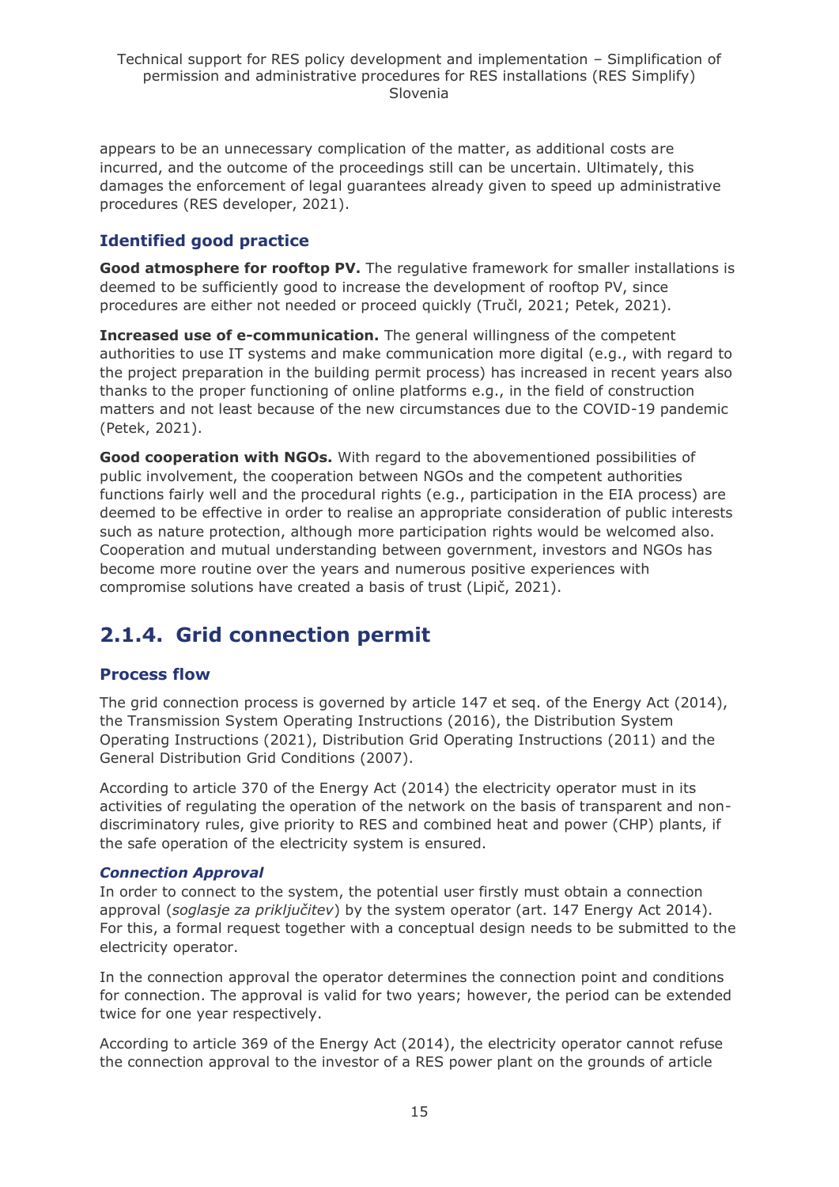appears to be an unnecessary complication of the matter, as additional costs are incurred, and the outcome of the proceedings still can be uncertain. Ultimately, this damages the enforcement of legal guarantees already given to speed up administrative procedures (RES developer, 2021).

### Identified good practice

**Good atmosphere for rooftop PV.** The regulative framework for smaller installations is deemed to be sufficiently good to increase the development of rooftop PV, since procedures are either not needed or proceed quickly (Tručl, 2021; Petek, 2021).

**Increased use of e-communication.** The general willingness of the competent authorities to use IT systems and make communication more digital (e.g., with regard to the project preparation in the building permit process) has increased in recent years also thanks to the proper functioning of online platforms e.g., in the field of construction matters and not least because of the new circumstances due to the COVID-19 pandemic (Petek, 2021).

**Good cooperation with NGOs.** With regard to the abovementioned possibilities of public involvement, the cooperation between NGOs and the competent authorities functions fairly well and the procedural rights (e.g., participation in the EIA process) are deemed to be effective in order to realise an appropriate consideration of public interests such as nature protection, although more participation rights would be welcomed also. Cooperation and mutual understanding between government, investors and NGOs has become more routine over the years and numerous positive experiences with compromise solutions have created a basis of trust (Lipič, 2021).

## 2.1.4. Grid connection permit

### Process flow

The grid connection process is governed by article 147 et seq. of the Energy Act (2014), the Transmission System Operating Instructions (2016), the Distribution System Operating Instructions (2021), Distribution Grid Operating Instructions (2011) and the General Distribution Grid Conditions (2007).

According to article 370 of the Energy Act (2014) the electricity operator must in its activities of regulating the operation of the network on the basis of transparent and non-discriminatory rules, give priority to RES and combined heat and power (CHP) plants, if the safe operation of the electricity system is ensured.

#### *Connection Approval*

In order to connect to the system, the potential user firstly must obtain a connection approval (*soglasje za priključitev*) by the system operator (art. 147 Energy Act 2014). For this, a formal request together with a conceptual design needs to be submitted to the electricity operator.

In the connection approval the operator determines the connection point and conditions for connection. The approval is valid for two years; however, the period can be extended twice for one year respectively.

According to article 369 of the Energy Act (2014), the electricity operator cannot refuse the connection approval to the investor of a RES power plant on the grounds of article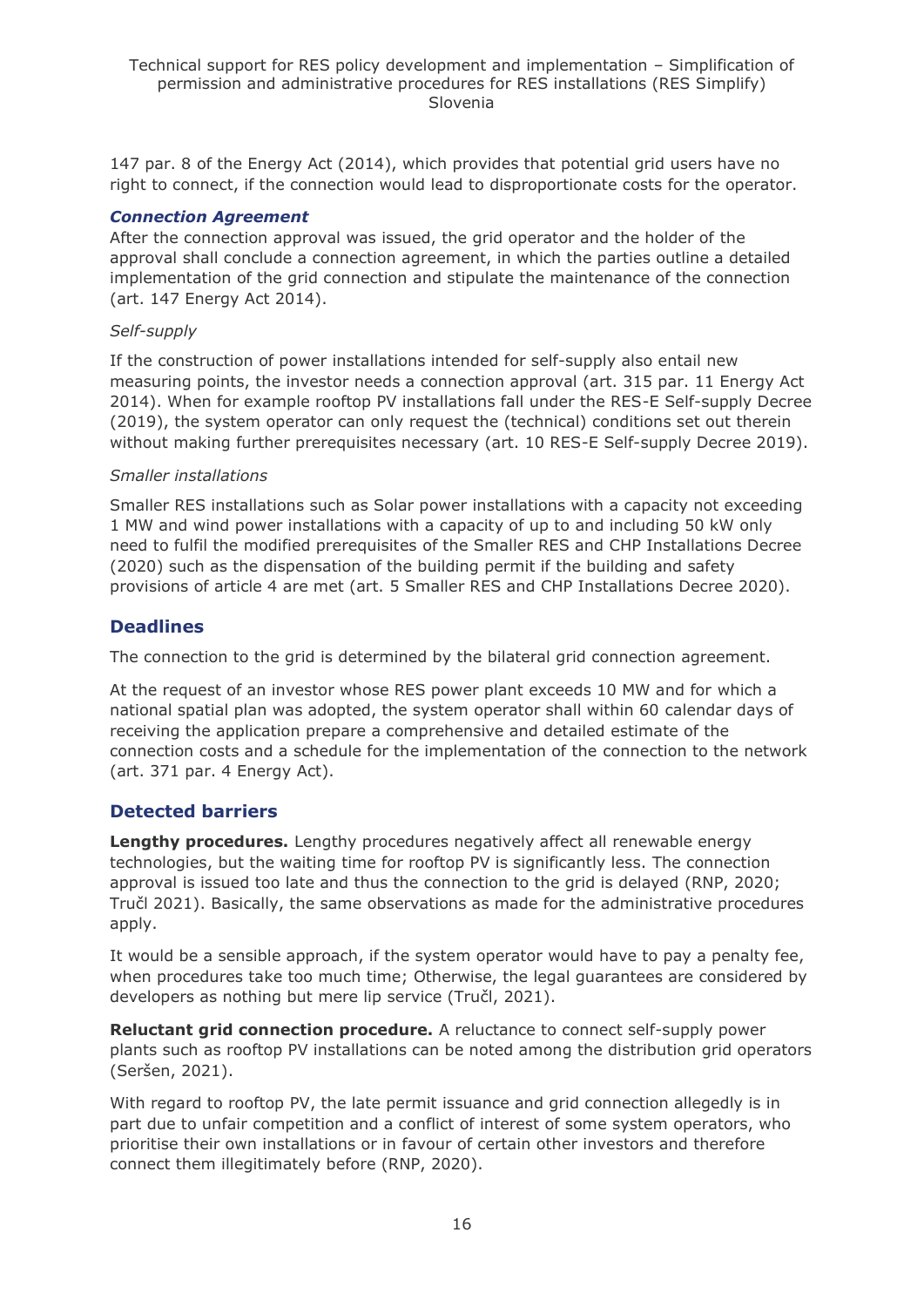147 par. 8 of the Energy Act (2014), which provides that potential grid users have no right to connect, if the connection would lead to disproportionate costs for the operator.

### *Connection Agreement*

After the connection approval was issued, the grid operator and the holder of the approval shall conclude a connection agreement, in which the parties outline a detailed implementation of the grid connection and stipulate the maintenance of the connection (art. 147 Energy Act 2014).

*Self-supply*

If the construction of power installations intended for self-supply also entail new measuring points, the investor needs a connection approval (art. 315 par. 11 Energy Act 2014). When for example rooftop PV installations fall under the RES-E Self-supply Decree (2019), the system operator can only request the (technical) conditions set out therein without making further prerequisites necessary (art. 10 RES-E Self-supply Decree 2019).

*Smaller installations*

Smaller RES installations such as Solar power installations with a capacity not exceeding 1 MW and wind power installations with a capacity of up to and including 50 kW only need to fulfil the modified prerequisites of the Smaller RES and CHP Installations Decree (2020) such as the dispensation of the building permit if the building and safety provisions of article 4 are met (art. 5 Smaller RES and CHP Installations Decree 2020).

## Deadlines

The connection to the grid is determined by the bilateral grid connection agreement.

At the request of an investor whose RES power plant exceeds 10 MW and for which a national spatial plan was adopted, the system operator shall within 60 calendar days of receiving the application prepare a comprehensive and detailed estimate of the connection costs and a schedule for the implementation of the connection to the network (art. 371 par. 4 Energy Act).

## Detected barriers

**Lengthy procedures.** Lengthy procedures negatively affect all renewable energy technologies, but the waiting time for rooftop PV is significantly less. The connection approval is issued too late and thus the connection to the grid is delayed (RNP, 2020; Tručl 2021). Basically, the same observations as made for the administrative procedures apply.

It would be a sensible approach, if the system operator would have to pay a penalty fee, when procedures take too much time; Otherwise, the legal guarantees are considered by developers as nothing but mere lip service (Tručl, 2021).

**Reluctant grid connection procedure.** A reluctance to connect self-supply power plants such as rooftop PV installations can be noted among the distribution grid operators (Seršen, 2021).

With regard to rooftop PV, the late permit issuance and grid connection allegedly is in part due to unfair competition and a conflict of interest of some system operators, who prioritise their own installations or in favour of certain other investors and therefore connect them illegitimately before (RNP, 2020).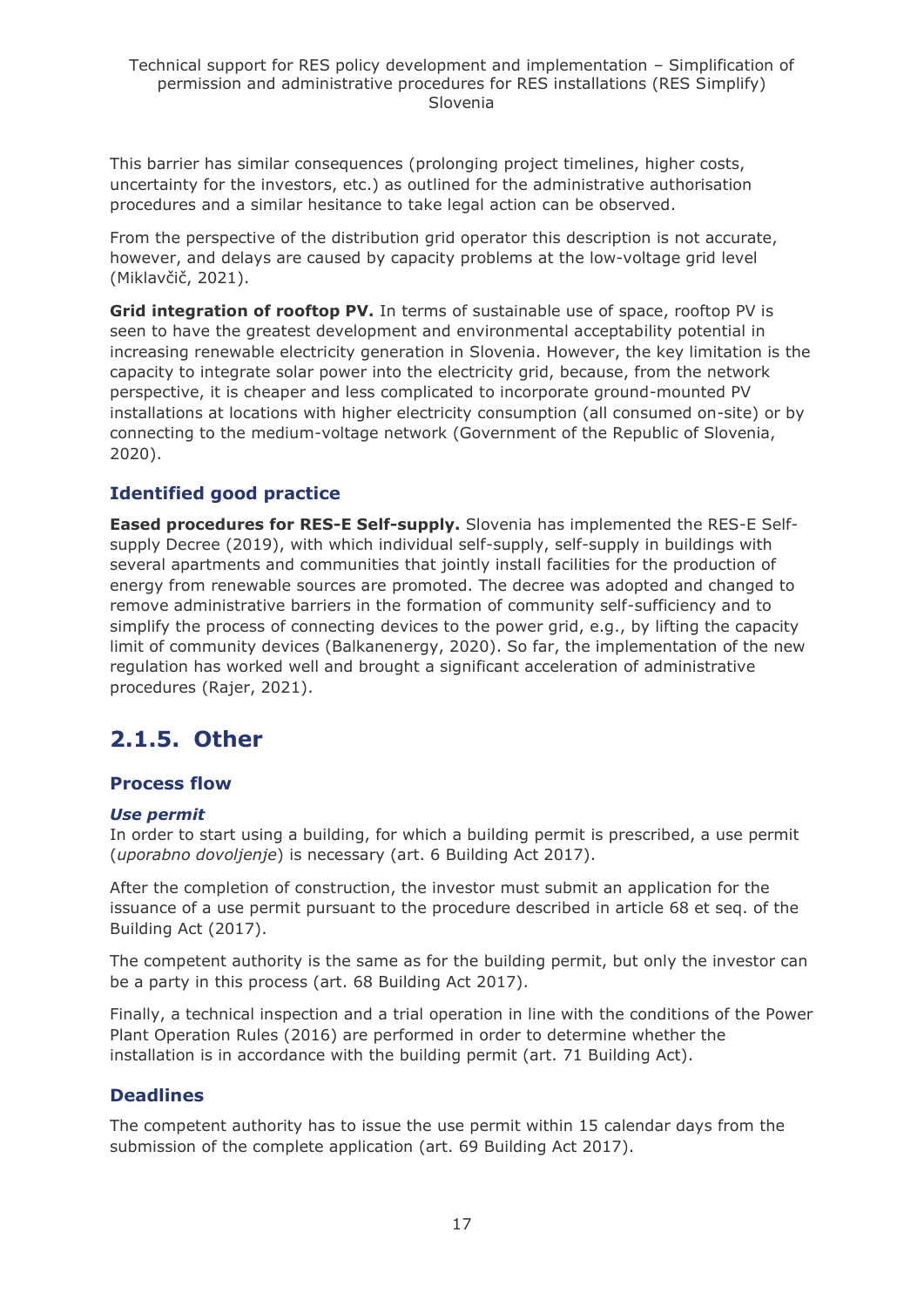This barrier has similar consequences (prolonging project timelines, higher costs, uncertainty for the investors, etc.) as outlined for the administrative authorisation procedures and a similar hesitance to take legal action can be observed.

From the perspective of the distribution grid operator this description is not accurate, however, and delays are caused by capacity problems at the low-voltage grid level (Miklavčič, 2021).

**Grid integration of rooftop PV.** In terms of sustainable use of space, rooftop PV is seen to have the greatest development and environmental acceptability potential in increasing renewable electricity generation in Slovenia. However, the key limitation is the capacity to integrate solar power into the electricity grid, because, from the network perspective, it is cheaper and less complicated to incorporate ground-mounted PV installations at locations with higher electricity consumption (all consumed on-site) or by connecting to the medium-voltage network (Government of the Republic of Slovenia, 2020).

### Identified good practice

**Eased procedures for RES-E Self-supply.** Slovenia has implemented the RES-E Self-supply Decree (2019), with which individual self-supply, self-supply in buildings with several apartments and communities that jointly install facilities for the production of energy from renewable sources are promoted. The decree was adopted and changed to remove administrative barriers in the formation of community self-sufficiency and to simplify the process of connecting devices to the power grid, e.g., by lifting the capacity limit of community devices (Balkanenergy, 2020). So far, the implementation of the new regulation has worked well and brought a significant acceleration of administrative procedures (Rajer, 2021).

## 2.1.5. Other

### Process flow

#### *Use permit*

In order to start using a building, for which a building permit is prescribed, a use permit (*uporabno dovoljenje*) is necessary (art. 6 Building Act 2017).

After the completion of construction, the investor must submit an application for the issuance of a use permit pursuant to the procedure described in article 68 et seq. of the Building Act (2017).

The competent authority is the same as for the building permit, but only the investor can be a party in this process (art. 68 Building Act 2017).

Finally, a technical inspection and a trial operation in line with the conditions of the Power Plant Operation Rules (2016) are performed in order to determine whether the installation is in accordance with the building permit (art. 71 Building Act).

### Deadlines

The competent authority has to issue the use permit within 15 calendar days from the submission of the complete application (art. 69 Building Act 2017).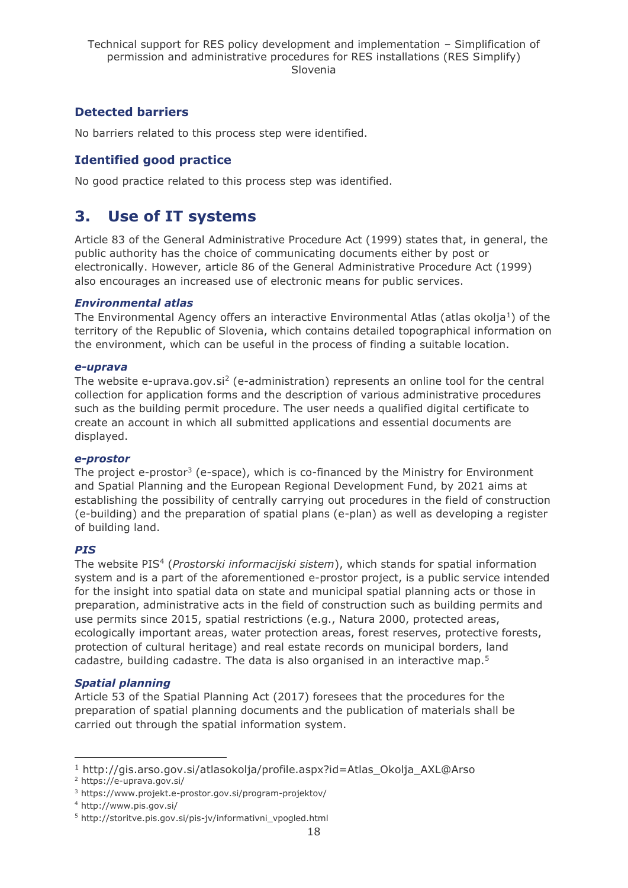### Detected barriers

No barriers related to this process step were identified.

### Identified good practice

No good practice related to this process step was identified.

## 3. Use of IT systems

Article 83 of the General Administrative Procedure Act (1999) states that, in general, the public authority has the choice of communicating documents either by post or electronically. However, article 86 of the General Administrative Procedure Act (1999) also encourages an increased use of electronic means for public services.

#### *Environmental atlas*

The Environmental Agency offers an interactive Environmental Atlas (atlas okolja[1]) of the territory of the Republic of Slovenia, which contains detailed topographical information on the environment, which can be useful in the process of finding a suitable location.

#### *e-uprava*

The website e-uprava.gov.si[2] (e-administration) represents an online tool for the central collection for application forms and the description of various administrative procedures such as the building permit procedure. The user needs a qualified digital certificate to create an account in which all submitted applications and essential documents are displayed.

#### *e-prostor*

The project e-prostor[3] (e-space), which is co-financed by the Ministry for Environment and Spatial Planning and the European Regional Development Fund, by 2021 aims at establishing the possibility of centrally carrying out procedures in the field of construction (e-building) and the preparation of spatial plans (e-plan) as well as developing a register of building land.

#### *PIS*

The website PIS[4] (*Prostorski informacijski sistem*), which stands for spatial information system and is a part of the aforementioned e-prostor project, is a public service intended for the insight into spatial data on state and municipal spatial planning acts or those in preparation, administrative acts in the field of construction such as building permits and use permits since 2015, spatial restrictions (e.g., Natura 2000, protected areas, ecologically important areas, water protection areas, forest reserves, protective forests, protection of cultural heritage) and real estate records on municipal borders, land cadastre, building cadastre. The data is also organised in an interactive map.[5]

#### *Spatial planning*

Article 53 of the Spatial Planning Act (2017) foresees that the procedures for the preparation of spatial planning documents and the publication of materials shall be carried out through the spatial information system.

---

[1] http://gis.arso.gov.si/atlasokolja/profile.aspx?id=Atlas_Okolja_AXL@Arso

[2] https://e-uprava.gov.si/

[3] https://www.projekt.e-prostor.gov.si/program-projektov/

[4] http://www.pis.gov.si/

[5] http://storitve.pis.gov.si/pis-jv/informativni_vpogled.html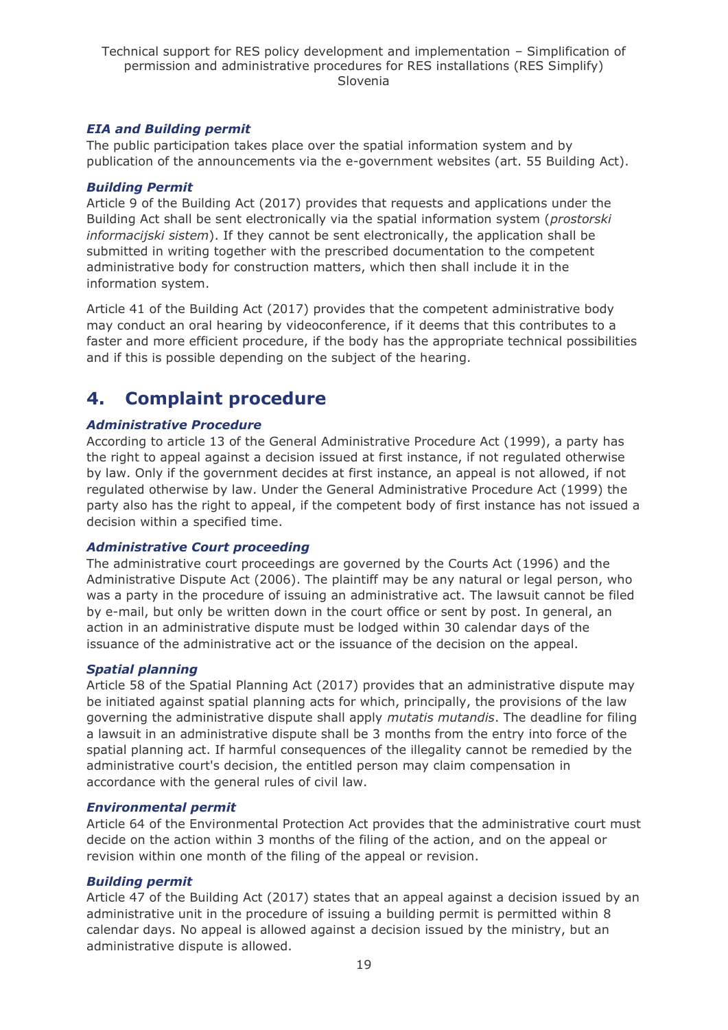***EIA and Building permit***

The public participation takes place over the spatial information system and by publication of the announcements via the e-government websites (art. 55 Building Act).

***Building Permit***

Article 9 of the Building Act (2017) provides that requests and applications under the Building Act shall be sent electronically via the spatial information system (*prostorski informacijski sistem*). If they cannot be sent electronically, the application shall be submitted in writing together with the prescribed documentation to the competent administrative body for construction matters, which then shall include it in the information system.

Article 41 of the Building Act (2017) provides that the competent administrative body may conduct an oral hearing by videoconference, if it deems that this contributes to a faster and more efficient procedure, if the body has the appropriate technical possibilities and if this is possible depending on the subject of the hearing.

## 4. Complaint procedure

***Administrative Procedure***

According to article 13 of the General Administrative Procedure Act (1999), a party has the right to appeal against a decision issued at first instance, if not regulated otherwise by law. Only if the government decides at first instance, an appeal is not allowed, if not regulated otherwise by law. Under the General Administrative Procedure Act (1999) the party also has the right to appeal, if the competent body of first instance has not issued a decision within a specified time.

***Administrative Court proceeding***

The administrative court proceedings are governed by the Courts Act (1996) and the Administrative Dispute Act (2006). The plaintiff may be any natural or legal person, who was a party in the procedure of issuing an administrative act. The lawsuit cannot be filed by e-mail, but only be written down in the court office or sent by post. In general, an action in an administrative dispute must be lodged within 30 calendar days of the issuance of the administrative act or the issuance of the decision on the appeal.

***Spatial planning***

Article 58 of the Spatial Planning Act (2017) provides that an administrative dispute may be initiated against spatial planning acts for which, principally, the provisions of the law governing the administrative dispute shall apply *mutatis mutandis*. The deadline for filing a lawsuit in an administrative dispute shall be 3 months from the entry into force of the spatial planning act. If harmful consequences of the illegality cannot be remedied by the administrative court's decision, the entitled person may claim compensation in accordance with the general rules of civil law.

***Environmental permit***

Article 64 of the Environmental Protection Act provides that the administrative court must decide on the action within 3 months of the filing of the action, and on the appeal or revision within one month of the filing of the appeal or revision.

***Building permit***

Article 47 of the Building Act (2017) states that an appeal against a decision issued by an administrative unit in the procedure of issuing a building permit is permitted within 8 calendar days. No appeal is allowed against a decision issued by the ministry, but an administrative dispute is allowed.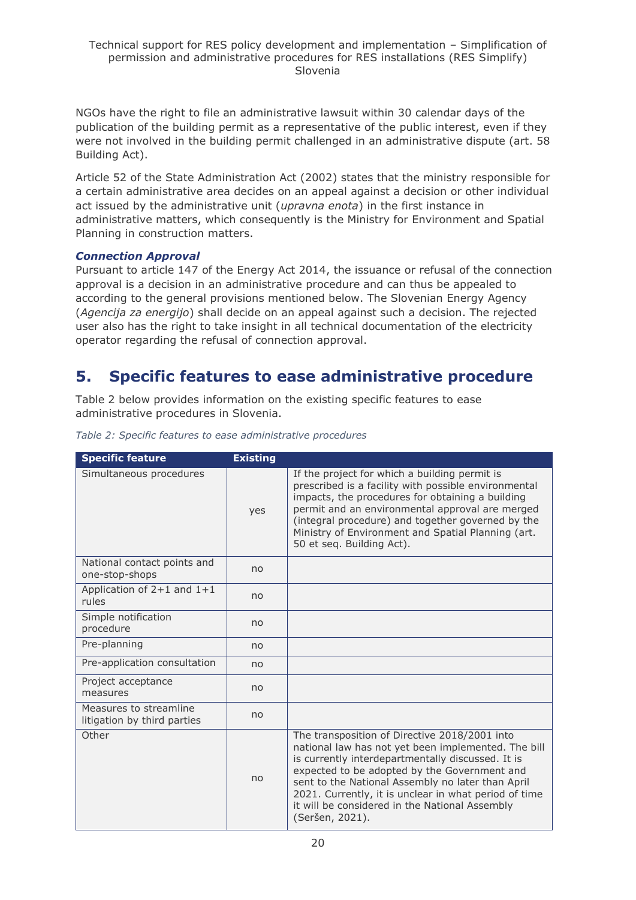NGOs have the right to file an administrative lawsuit within 30 calendar days of the publication of the building permit as a representative of the public interest, even if they were not involved in the building permit challenged in an administrative dispute (art. 58 Building Act).

Article 52 of the State Administration Act (2002) states that the ministry responsible for a certain administrative area decides on an appeal against a decision or other individual act issued by the administrative unit (*upravna enota*) in the first instance in administrative matters, which consequently is the Ministry for Environment and Spatial Planning in construction matters.

***Connection Approval***

Pursuant to article 147 of the Energy Act 2014, the issuance or refusal of the connection approval is a decision in an administrative procedure and can thus be appealed to according to the general provisions mentioned below. The Slovenian Energy Agency (*Agencija za energijo*) shall decide on an appeal against such a decision. The rejected user also has the right to take insight in all technical documentation of the electricity operator regarding the refusal of connection approval.

# 5. Specific features to ease administrative procedure

Table 2 below provides information on the existing specific features to ease administrative procedures in Slovenia.

*Table 2: Specific features to ease administrative procedures*

| Specific feature | Existing | |
|---|---|---|
| Simultaneous procedures | yes | If the project for which a building permit is prescribed is a facility with possible environmental impacts, the procedures for obtaining a building permit and an environmental approval are merged (integral procedure) and together governed by the Ministry of Environment and Spatial Planning (art. 50 et seq. Building Act). |
| National contact points and one-stop-shops | no | |
| Application of 2+1 and 1+1 rules | no | |
| Simple notification procedure | no | |
| Pre-planning | no | |
| Pre-application consultation | no | |
| Project acceptance measures | no | |
| Measures to streamline litigation by third parties | no | |
| Other | no | The transposition of Directive 2018/2001 into national law has not yet been implemented. The bill is currently interdepartmentally discussed. It is expected to be adopted by the Government and sent to the National Assembly no later than April 2021. Currently, it is unclear in what period of time it will be considered in the National Assembly (Seršen, 2021). |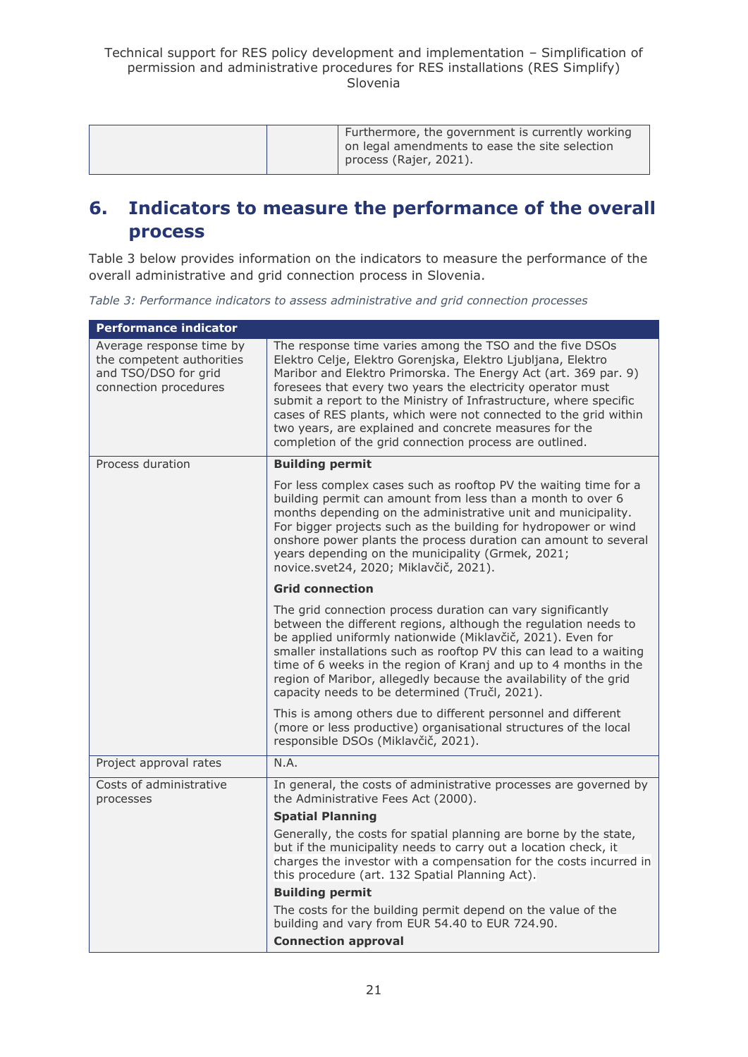| | | Furthermore, the government is currently working on legal amendments to ease the site selection process (Rajer, 2021). |
|---|---|---|

## 6. Indicators to measure the performance of the overall process

Table 3 below provides information on the indicators to measure the performance of the overall administrative and grid connection process in Slovenia.

*Table 3: Performance indicators to assess administrative and grid connection processes*

| Performance indicator | |
|---|---|
| Average response time by the competent authorities and TSO/DSO for grid connection procedures | The response time varies among the TSO and the five DSOs Elektro Celje, Elektro Gorenjska, Elektro Ljubljana, Elektro Maribor and Elektro Primorska. The Energy Act (art. 369 par. 9) foresees that every two years the electricity operator must submit a report to the Ministry of Infrastructure, where specific cases of RES plants, which were not connected to the grid within two years, are explained and concrete measures for the completion of the grid connection process are outlined. |
| Process duration | **Building permit**<br><br>For less complex cases such as rooftop PV the waiting time for a building permit can amount from less than a month to over 6 months depending on the administrative unit and municipality. For bigger projects such as the building for hydropower or wind onshore power plants the process duration can amount to several years depending on the municipality (Grmek, 2021; novice.svet24, 2020; Miklavčič, 2021).<br><br>**Grid connection**<br><br>The grid connection process duration can vary significantly between the different regions, although the regulation needs to be applied uniformly nationwide (Miklavčič, 2021). Even for smaller installations such as rooftop PV this can lead to a waiting time of 6 weeks in the region of Kranj and up to 4 months in the region of Maribor, allegedly because the availability of the grid capacity needs to be determined (Tručl, 2021).<br><br>This is among others due to different personnel and different (more or less productive) organisational structures of the local responsible DSOs (Miklavčič, 2021). |
| Project approval rates | N.A. |
| Costs of administrative processes | In general, the costs of administrative processes are governed by the Administrative Fees Act (2000).<br><br>**Spatial Planning**<br><br>Generally, the costs for spatial planning are borne by the state, but if the municipality needs to carry out a location check, it charges the investor with a compensation for the costs incurred in this procedure (art. 132 Spatial Planning Act).<br><br>**Building permit**<br><br>The costs for the building permit depend on the value of the building and vary from EUR 54.40 to EUR 724.90.<br><br>**Connection approval** |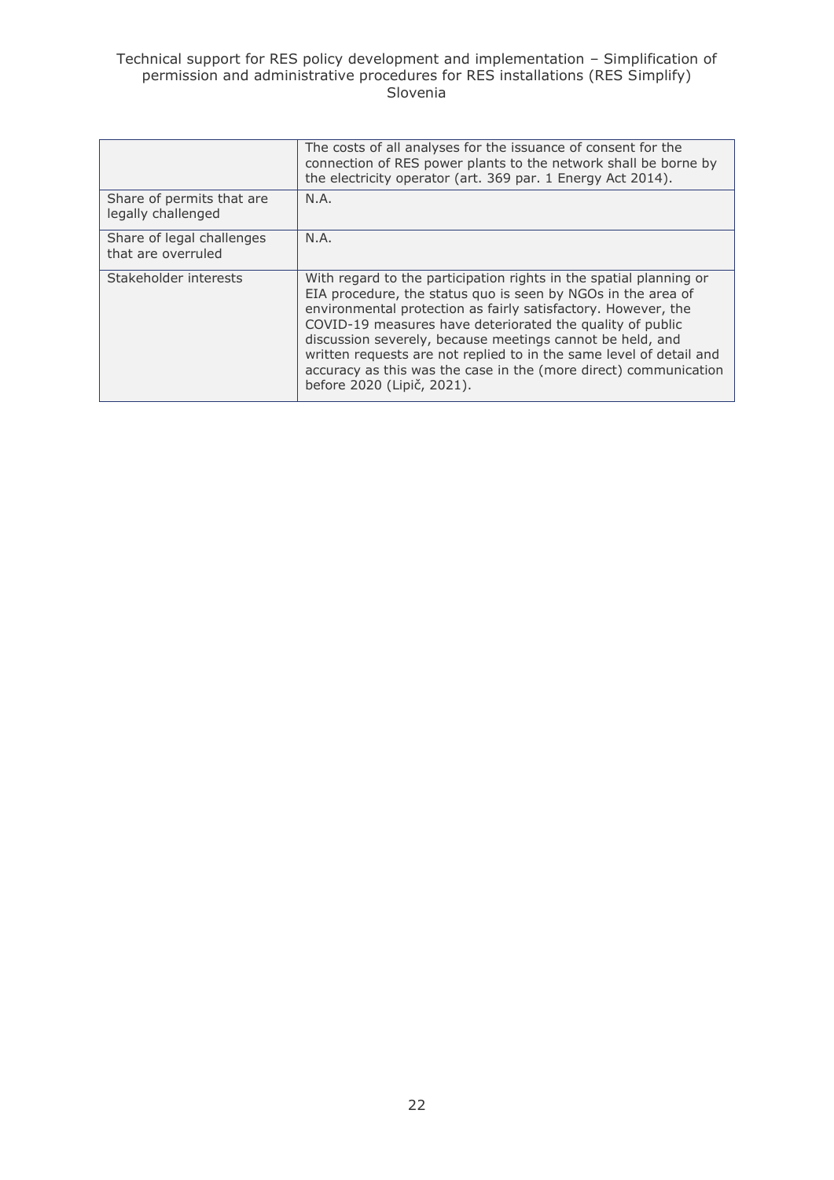|  |  |
| --- | --- |
|  | The costs of all analyses for the issuance of consent for the connection of RES power plants to the network shall be borne by the electricity operator (art. 369 par. 1 Energy Act 2014). |
| Share of permits that are legally challenged | N.A. |
| Share of legal challenges that are overruled | N.A. |
| Stakeholder interests | With regard to the participation rights in the spatial planning or EIA procedure, the status quo is seen by NGOs in the area of environmental protection as fairly satisfactory. However, the COVID-19 measures have deteriorated the quality of public discussion severely, because meetings cannot be held, and written requests are not replied to in the same level of detail and accuracy as this was the case in the (more direct) communication before 2020 (Lipič, 2021). |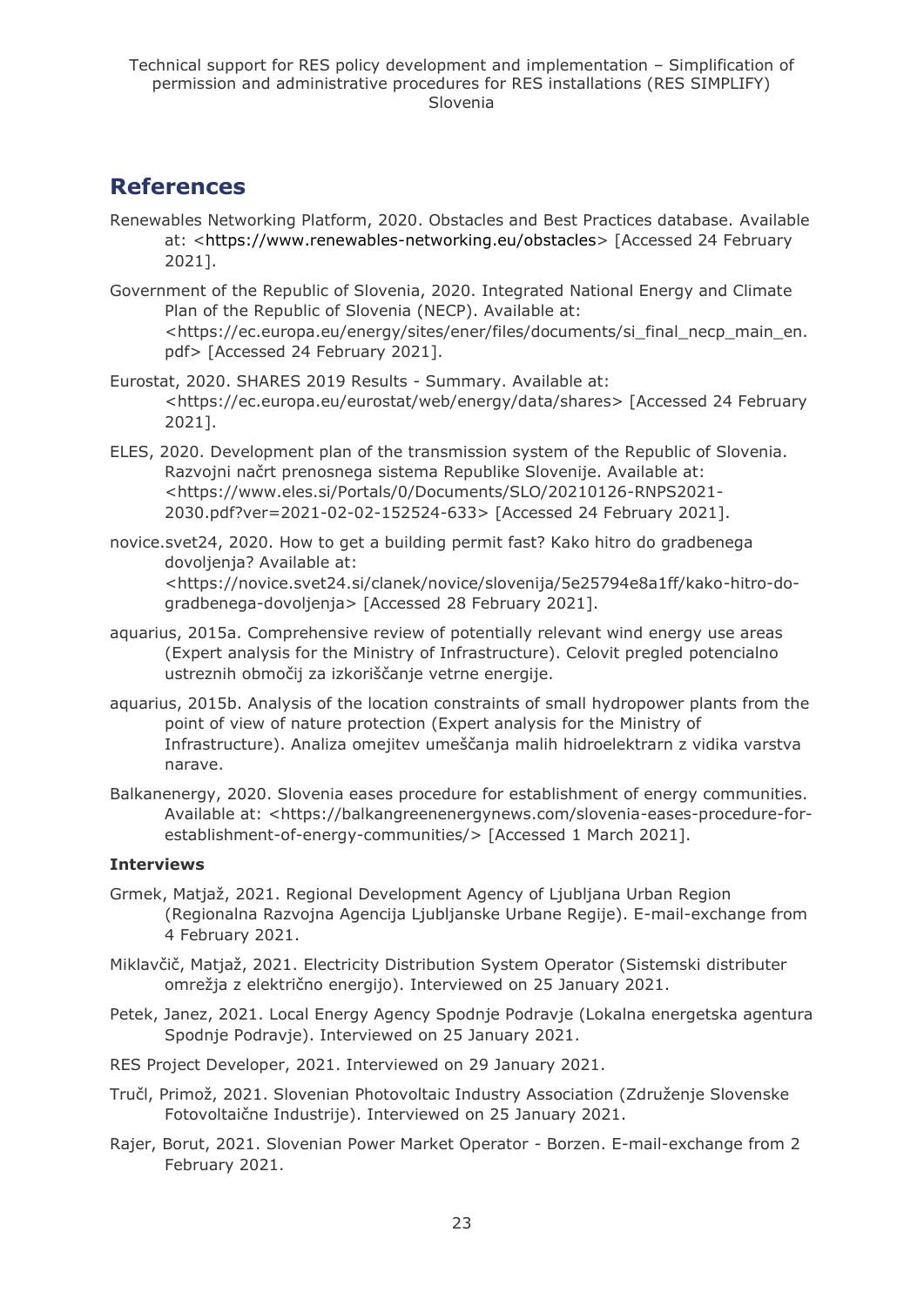# References

Renewables Networking Platform, 2020. Obstacles and Best Practices database. Available at: <https://www.renewables-networking.eu/obstacles> [Accessed 24 February 2021].

Government of the Republic of Slovenia, 2020. Integrated National Energy and Climate Plan of the Republic of Slovenia (NECP). Available at: <https://ec.europa.eu/energy/sites/ener/files/documents/si_final_necp_main_en.pdf> [Accessed 24 February 2021].

Eurostat, 2020. SHARES 2019 Results - Summary. Available at: <https://ec.europa.eu/eurostat/web/energy/data/shares> [Accessed 24 February 2021].

ELES, 2020. Development plan of the transmission system of the Republic of Slovenia. Razvojni načrt prenosnega sistema Republike Slovenije. Available at: <https://www.eles.si/Portals/0/Documents/SLO/20210126-RNPS2021-2030.pdf?ver=2021-02-02-152524-633> [Accessed 24 February 2021].

novice.svet24, 2020. How to get a building permit fast? Kako hitro do gradbenega dovoljenja? Available at: <https://novice.svet24.si/clanek/novice/slovenija/5e25794e8a1ff/kako-hitro-do-gradbenega-dovoljenja> [Accessed 28 February 2021].

aquarius, 2015a. Comprehensive review of potentially relevant wind energy use areas (Expert analysis for the Ministry of Infrastructure). Celovit pregled potencialno ustreznih območij za izkoriščanje vetrne energije.

aquarius, 2015b. Analysis of the location constraints of small hydropower plants from the point of view of nature protection (Expert analysis for the Ministry of Infrastructure). Analiza omejitev umeščanja malih hidroelektrarn z vidika varstva narave.

Balkanenergy, 2020. Slovenia eases procedure for establishment of energy communities. Available at: <https://balkangreenenergynews.com/slovenia-eases-procedure-for-establishment-of-energy-communities/> [Accessed 1 March 2021].

### Interviews

Grmek, Matjaž, 2021. Regional Development Agency of Ljubljana Urban Region (Regionalna Razvojna Agencija Ljubljanske Urbane Regije). E-mail-exchange from 4 February 2021.

Miklavčič, Matjaž, 2021. Electricity Distribution System Operator (Sistemski distributer omrežja z električno energijo). Interviewed on 25 January 2021.

Petek, Janez, 2021. Local Energy Agency Spodnje Podravje (Lokalna energetska agentura Spodnje Podravje). Interviewed on 25 January 2021.

RES Project Developer, 2021. Interviewed on 29 January 2021.

Tručl, Primož, 2021. Slovenian Photovoltaic Industry Association (Združenje Slovenske Fotovoltaične Industrije). Interviewed on 25 January 2021.

Rajer, Borut, 2021. Slovenian Power Market Operator - Borzen. E-mail-exchange from 2 February 2021.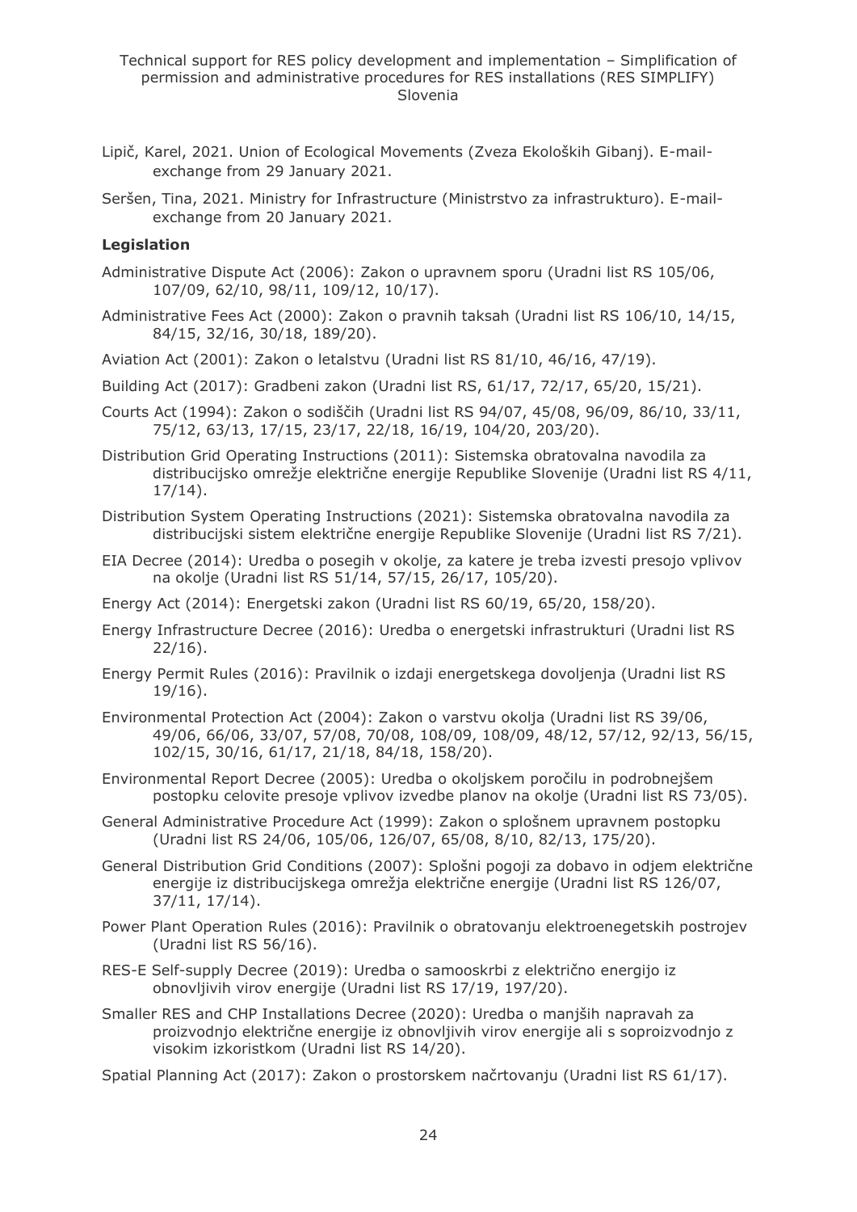Lipič, Karel, 2021. Union of Ecological Movements (Zveza Ekoloških Gibanj). E-mail-exchange from 29 January 2021.

Seršen, Tina, 2021. Ministry for Infrastructure (Ministrstvo za infrastrukturo). E-mail-exchange from 20 January 2021.

**Legislation**

Administrative Dispute Act (2006): Zakon o upravnem sporu (Uradni list RS 105/06, 107/09, 62/10, 98/11, 109/12, 10/17).

Administrative Fees Act (2000): Zakon o pravnih taksah (Uradni list RS 106/10, 14/15, 84/15, 32/16, 30/18, 189/20).

Aviation Act (2001): Zakon o letalstvu (Uradni list RS 81/10, 46/16, 47/19).

Building Act (2017): Gradbeni zakon (Uradni list RS, 61/17, 72/17, 65/20, 15/21).

Courts Act (1994): Zakon o sodiščih (Uradni list RS 94/07, 45/08, 96/09, 86/10, 33/11, 75/12, 63/13, 17/15, 23/17, 22/18, 16/19, 104/20, 203/20).

Distribution Grid Operating Instructions (2011): Sistemska obratovalna navodila za distribucijsko omrežje električne energije Republike Slovenije (Uradni list RS 4/11, 17/14).

Distribution System Operating Instructions (2021): Sistemska obratovalna navodila za distribucijski sistem električne energije Republike Slovenije (Uradni list RS 7/21).

EIA Decree (2014): Uredba o posegih v okolje, za katere je treba izvesti presojo vplivov na okolje (Uradni list RS 51/14, 57/15, 26/17, 105/20).

Energy Act (2014): Energetski zakon (Uradni list RS 60/19, 65/20, 158/20).

Energy Infrastructure Decree (2016): Uredba o energetski infrastrukturi (Uradni list RS 22/16).

Energy Permit Rules (2016): Pravilnik o izdaji energetskega dovoljenja (Uradni list RS 19/16).

Environmental Protection Act (2004): Zakon o varstvu okolja (Uradni list RS 39/06, 49/06, 66/06, 33/07, 57/08, 70/08, 108/09, 108/09, 48/12, 57/12, 92/13, 56/15, 102/15, 30/16, 61/17, 21/18, 84/18, 158/20).

Environmental Report Decree (2005): Uredba o okoljskem poročilu in podrobnejšem postopku celovite presoje vplivov izvedbe planov na okolje (Uradni list RS 73/05).

General Administrative Procedure Act (1999): Zakon o splošnem upravnem postopku (Uradni list RS 24/06, 105/06, 126/07, 65/08, 8/10, 82/13, 175/20).

General Distribution Grid Conditions (2007): Splošni pogoji za dobavo in odjem električne energije iz distribucijskega omrežja električne energije (Uradni list RS 126/07, 37/11, 17/14).

Power Plant Operation Rules (2016): Pravilnik o obratovanju elektroenegetskih postrojev (Uradni list RS 56/16).

RES-E Self-supply Decree (2019): Uredba o samooskrbi z električno energijo iz obnovljivih virov energije (Uradni list RS 17/19, 197/20).

Smaller RES and CHP Installations Decree (2020): Uredba o manjših napravah za proizvodnjo električne energije iz obnovljivih virov energije ali s soproizvodnjo z visokim izkoristkom (Uradni list RS 14/20).

Spatial Planning Act (2017): Zakon o prostorskem načrtovanju (Uradni list RS 61/17).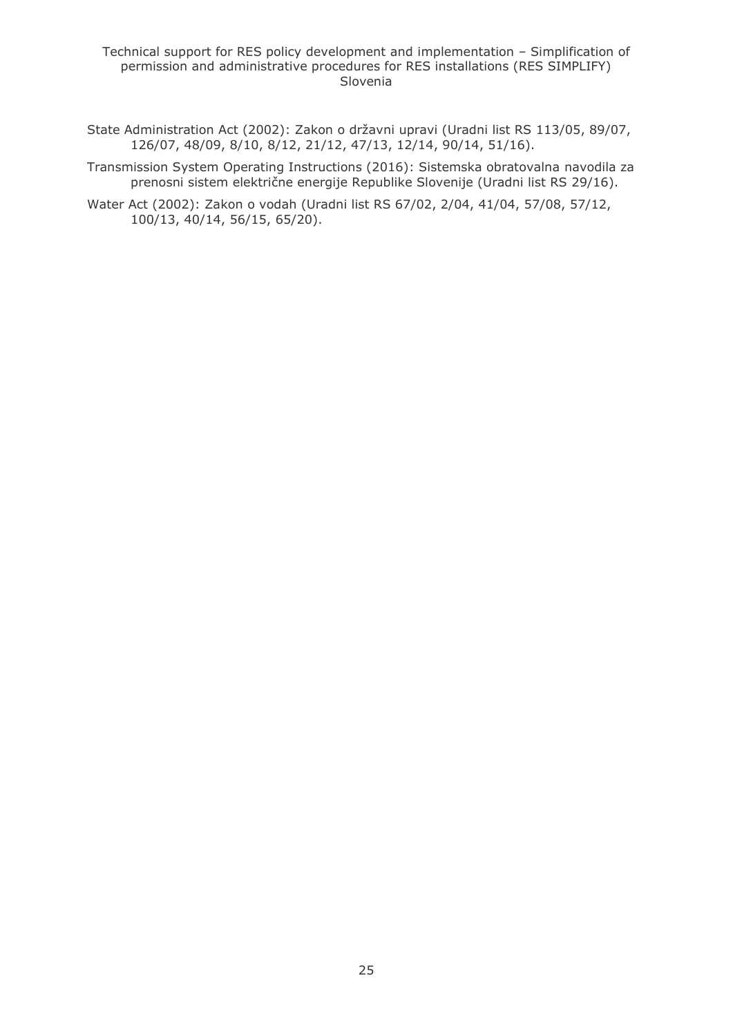State Administration Act (2002): Zakon o državni upravi (Uradni list RS 113/05, 89/07, 126/07, 48/09, 8/10, 8/12, 21/12, 47/13, 12/14, 90/14, 51/16).

Transmission System Operating Instructions (2016): Sistemska obratovalna navodila za prenosni sistem električne energije Republike Slovenije (Uradni list RS 29/16).

Water Act (2002): Zakon o vodah (Uradni list RS 67/02, 2/04, 41/04, 57/08, 57/12, 100/13, 40/14, 56/15, 65/20).